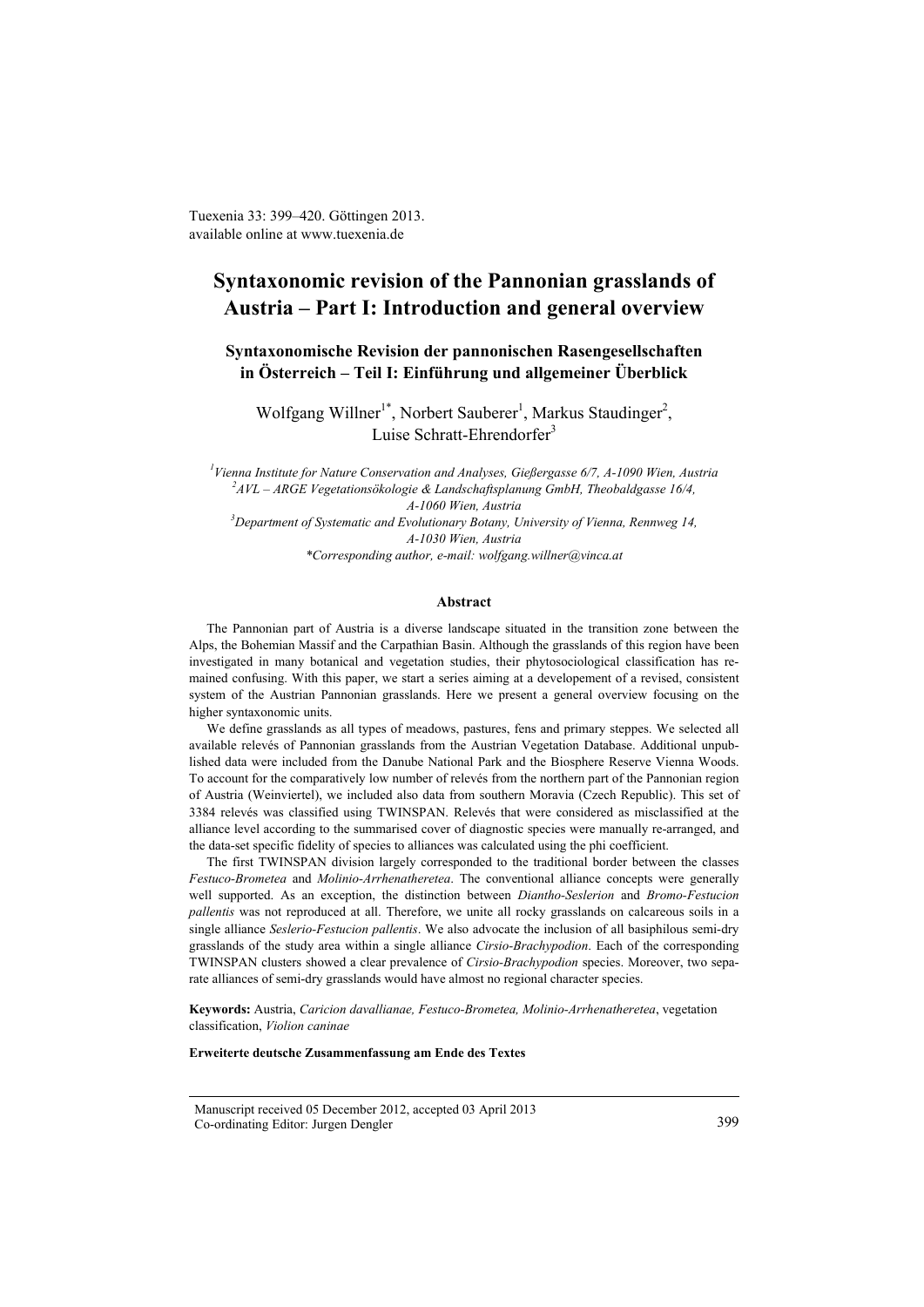Tuexenia 33: 399–420. Göttingen 2013.
available online at www.tuexenia.de

# Syntaxonomic revision of the Pannonian grasslands of Austria – Part I: Introduction and general overview

## Syntaxonomische Revision der pannonischen Rasengesellschaften in Österreich – Teil I: Einführung und allgemeiner Überblick

Wolfgang Willner[1*], Norbert Sauberer[1], Markus Staudinger[2], Luise Schratt-Ehrendorfer[3]

[1]*Vienna Institute for Nature Conservation and Analyses, Gießergasse 6/7, A-1090 Wien, Austria*
[2]*AVL – ARGE Vegetationsökologie & Landschaftsplanung GmbH, Theobaldgasse 16/4, A-1060 Wien, Austria*
[3]*Department of Systematic and Evolutionary Botany, University of Vienna, Rennweg 14, A-1030 Wien, Austria*
*\*Corresponding author, e-mail: wolfgang.willner@vinca.at*

### Abstract

The Pannonian part of Austria is a diverse landscape situated in the transition zone between the Alps, the Bohemian Massif and the Carpathian Basin. Although the grasslands of this region have been investigated in many botanical and vegetation studies, their phytosociological classification has remained confusing. With this paper, we start a series aiming at a developement of a revised, consistent system of the Austrian Pannonian grasslands. Here we present a general overview focusing on the higher syntaxonomic units.

We define grasslands as all types of meadows, pastures, fens and primary steppes. We selected all available relevés of Pannonian grasslands from the Austrian Vegetation Database. Additional unpublished data were included from the Danube National Park and the Biosphere Reserve Vienna Woods. To account for the comparatively low number of relevés from the northern part of the Pannonian region of Austria (Weinviertel), we included also data from southern Moravia (Czech Republic). This set of 3384 relevés was classified using TWINSPAN. Relevés that were considered as misclassified at the alliance level according to the summarised cover of diagnostic species were manually re-arranged, and the data-set specific fidelity of species to alliances was calculated using the phi coefficient.

The first TWINSPAN division largely corresponded to the traditional border between the classes *Festuco-Brometea* and *Molinio-Arrhenatheretea*. The conventional alliance concepts were generally well supported. As an exception, the distinction between *Diantho-Seslerion* and *Bromo-Festucion pallentis* was not reproduced at all. Therefore, we unite all rocky grasslands on calcareous soils in a single alliance *Seslerio-Festucion pallentis*. We also advocate the inclusion of all basiphilous semi-dry grasslands of the study area within a single alliance *Cirsio-Brachypodion*. Each of the corresponding TWINSPAN clusters showed a clear prevalence of *Cirsio-Brachypodion* species. Moreover, two separate alliances of semi-dry grasslands would have almost no regional character species.

**Keywords:** Austria, *Caricion davallianae, Festuco-Brometea, Molinio-Arrhenatheretea*, vegetation classification, *Violion caninae*

**Erweiterte deutsche Zusammenfassung am Ende des Textes**

Manuscript received 05 December 2012, accepted 03 April 2013
Co-ordinating Editor: Jurgen Dengler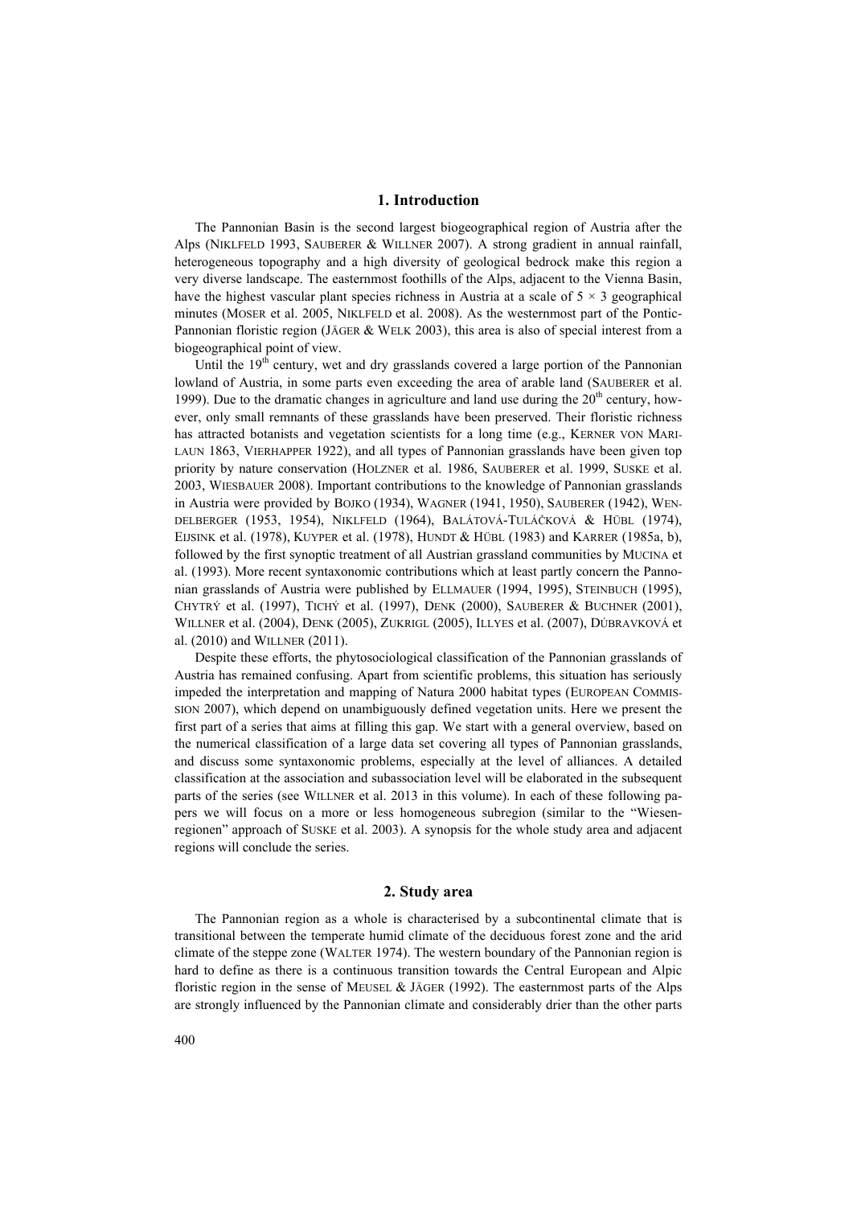## 1. Introduction

The Pannonian Basin is the second largest biogeographical region of Austria after the Alps (NIKLFELD 1993, SAUBERER & WILLNER 2007). A strong gradient in annual rainfall, heterogeneous topography and a high diversity of geological bedrock make this region a very diverse landscape. The easternmost foothills of the Alps, adjacent to the Vienna Basin, have the highest vascular plant species richness in Austria at a scale of 5 × 3 geographical minutes (MOSER et al. 2005, NIKLFELD et al. 2008). As the westernmost part of the Pontic-Pannonian floristic region (JÄGER & WELK 2003), this area is also of special interest from a biogeographical point of view.

Until the 19th century, wet and dry grasslands covered a large portion of the Pannonian lowland of Austria, in some parts even exceeding the area of arable land (SAUBERER et al. 1999). Due to the dramatic changes in agriculture and land use during the 20th century, however, only small remnants of these grasslands have been preserved. Their floristic richness has attracted botanists and vegetation scientists for a long time (e.g., KERNER VON MARILAUN 1863, VIERHAPPER 1922), and all types of Pannonian grasslands have been given top priority by nature conservation (HOLZNER et al. 1986, SAUBERER et al. 1999, SUSKE et al. 2003, WIESBAUER 2008). Important contributions to the knowledge of Pannonian grasslands in Austria were provided by BOJKO (1934), WAGNER (1941, 1950), SAUBERER (1942), WENDELBERGER (1953, 1954), NIKLFELD (1964), BALÁTOVÁ-TULÁČKOVÁ & HÜBL (1974), EIJSINK et al. (1978), KUYPER et al. (1978), HUNDT & HÜBL (1983) and KARRER (1985a, b), followed by the first synoptic treatment of all Austrian grassland communities by MUCINA et al. (1993). More recent syntaxonomic contributions which at least partly concern the Pannonian grasslands of Austria were published by ELLMAUER (1994, 1995), STEINBUCH (1995), CHYTRÝ et al. (1997), TICHÝ et al. (1997), DENK (2000), SAUBERER & BUCHNER (2001), WILLNER et al. (2004), DENK (2005), ZUKRIGL (2005), ILLYES et al. (2007), DÚBRAVKOVÁ et al. (2010) and WILLNER (2011).

Despite these efforts, the phytosociological classification of the Pannonian grasslands of Austria has remained confusing. Apart from scientific problems, this situation has seriously impeded the interpretation and mapping of Natura 2000 habitat types (EUROPEAN COMMISSION 2007), which depend on unambiguously defined vegetation units. Here we present the first part of a series that aims at filling this gap. We start with a general overview, based on the numerical classification of a large data set covering all types of Pannonian grasslands, and discuss some syntaxonomic problems, especially at the level of alliances. A detailed classification at the association and subassociation level will be elaborated in the subsequent parts of the series (see WILLNER et al. 2013 in this volume). In each of these following papers we will focus on a more or less homogeneous subregion (similar to the "Wiesenregionen" approach of SUSKE et al. 2003). A synopsis for the whole study area and adjacent regions will conclude the series.

## 2. Study area

The Pannonian region as a whole is characterised by a subcontinental climate that is transitional between the temperate humid climate of the deciduous forest zone and the arid climate of the steppe zone (WALTER 1974). The western boundary of the Pannonian region is hard to define as there is a continuous transition towards the Central European and Alpic floristic region in the sense of MEUSEL & JÄGER (1992). The easternmost parts of the Alps are strongly influenced by the Pannonian climate and considerably drier than the other parts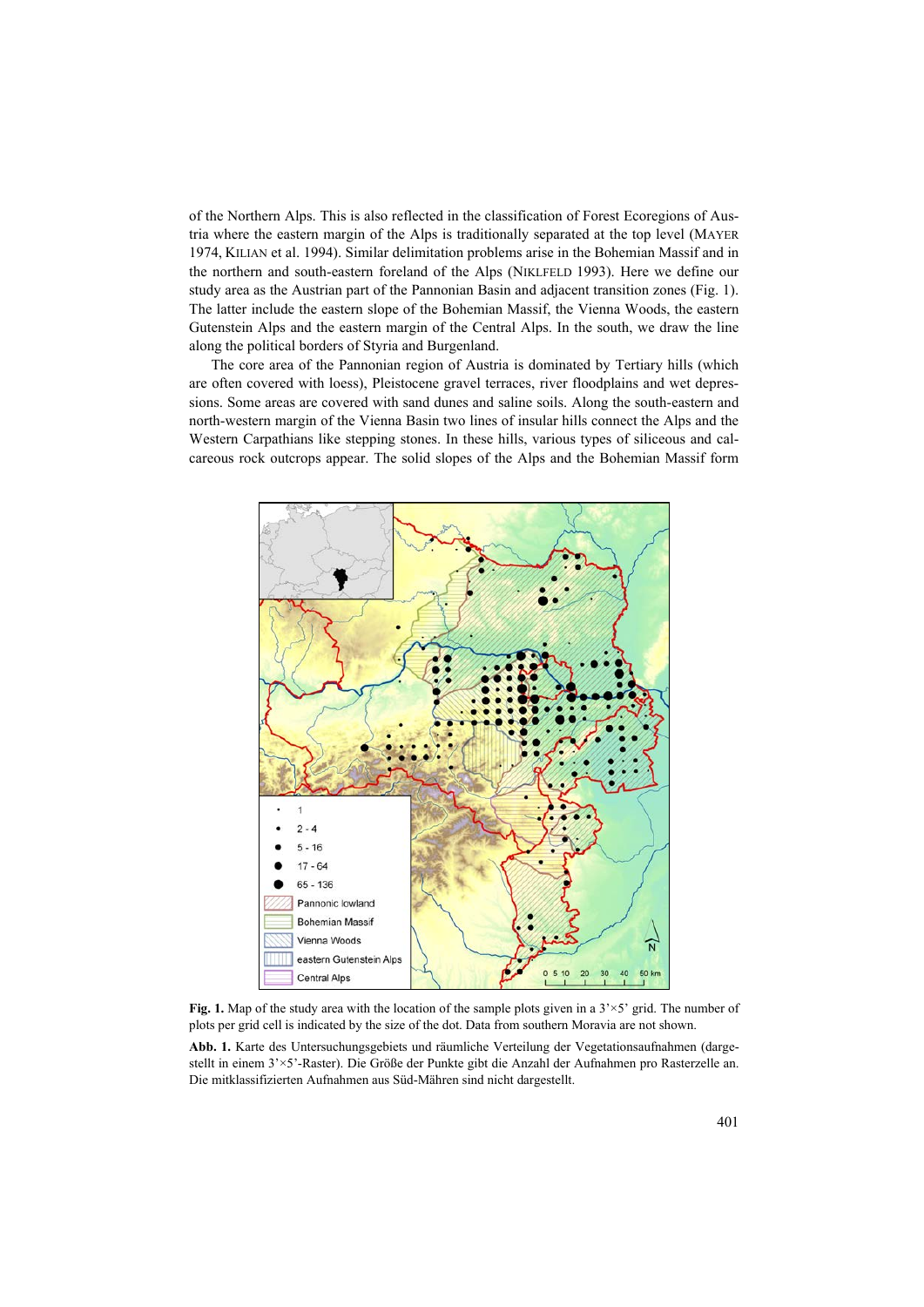of the Northern Alps. This is also reflected in the classification of Forest Ecoregions of Austria where the eastern margin of the Alps is traditionally separated at the top level (MAYER 1974, KILIAN et al. 1994). Similar delimitation problems arise in the Bohemian Massif and in the northern and south-eastern foreland of the Alps (NIKLFELD 1993). Here we define our study area as the Austrian part of the Pannonian Basin and adjacent transition zones (Fig. 1). The latter include the eastern slope of the Bohemian Massif, the Vienna Woods, the eastern Gutenstein Alps and the eastern margin of the Central Alps. In the south, we draw the line along the political borders of Styria and Burgenland.

The core area of the Pannonian region of Austria is dominated by Tertiary hills (which are often covered with loess), Pleistocene gravel terraces, river floodplains and wet depressions. Some areas are covered with sand dunes and saline soils. Along the south-eastern and north-western margin of the Vienna Basin two lines of insular hills connect the Alps and the Western Carpathians like stepping stones. In these hills, various types of siliceous and calcareous rock outcrops appear. The solid slopes of the Alps and the Bohemian Massif form

**Fig. 1.** Map of the study area with the location of the sample plots given in a 3'×5' grid. The number of plots per grid cell is indicated by the size of the dot. Data from southern Moravia are not shown.

**Abb. 1.** Karte des Untersuchungsgebiets und räumliche Verteilung der Vegetationsaufnahmen (dargestellt in einem 3'×5'-Raster). Die Größe der Punkte gibt die Anzahl der Aufnahmen pro Rasterzelle an. Die mitklassifizierten Aufnahmen aus Süd-Mähren sind nicht dargestellt.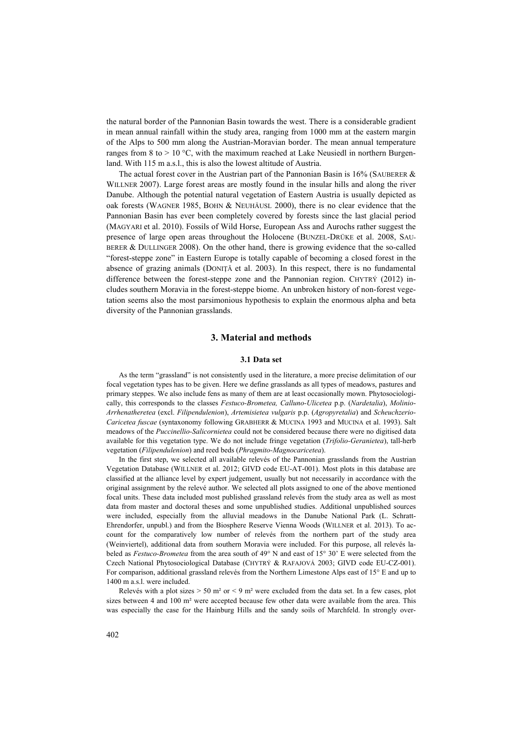the natural border of the Pannonian Basin towards the west. There is a considerable gradient in mean annual rainfall within the study area, ranging from 1000 mm at the eastern margin of the Alps to 500 mm along the Austrian-Moravian border. The mean annual temperature ranges from 8 to > 10 °C, with the maximum reached at Lake Neusiedl in northern Burgenland. With 115 m a.s.l., this is also the lowest altitude of Austria.

The actual forest cover in the Austrian part of the Pannonian Basin is 16% (Sauberer & Willner 2007). Large forest areas are mostly found in the insular hills and along the river Danube. Although the potential natural vegetation of Eastern Austria is usually depicted as oak forests (Wagner 1985, Bohn & Neuhäusl 2000), there is no clear evidence that the Pannonian Basin has ever been completely covered by forests since the last glacial period (Magyari et al. 2010). Fossils of Wild Horse, European Ass and Aurochs rather suggest the presence of large open areas throughout the Holocene (Bunzel-Drüke et al. 2008, Sauberer & Dullinger 2008). On the other hand, there is growing evidence that the so-called "forest-steppe zone" in Eastern Europe is totally capable of becoming a closed forest in the absence of grazing animals (Doniță et al. 2003). In this respect, there is no fundamental difference between the forest-steppe zone and the Pannonian region. Chytrý (2012) includes southern Moravia in the forest-steppe biome. An unbroken history of non-forest vegetation seems also the most parsimonious hypothesis to explain the enormous alpha and beta diversity of the Pannonian grasslands.

## 3. Material and methods

### 3.1 Data set

As the term "grassland" is not consistently used in the literature, a more precise delimitation of our focal vegetation types has to be given. Here we define grasslands as all types of meadows, pastures and primary steppes. We also include fens as many of them are at least occasionally mown. Phytosociologically, this corresponds to the classes *Festuco-Brometea, Calluno-Ulicetea* p.p. (*Nardetalia*), *Molinio-Arrhenatheretea* (excl. *Filipendulenion*), *Artemisietea vulgaris* p.p. (*Agropyretalia*) and *Scheuchzerio-Caricetea fuscae* (syntaxonomy following Grabherr & Mucina 1993 and Mucina et al. 1993). Salt meadows of the *Puccinellio-Salicornietea* could not be considered because there were no digitised data available for this vegetation type. We do not include fringe vegetation (*Trifolio-Geranietea*), tall-herb vegetation (*Filipendulenion*) and reed beds (*Phragmito-Magnocaricetea*).

In the first step, we selected all available relevés of the Pannonian grasslands from the Austrian Vegetation Database (Willner et al. 2012; GIVD code EU-AT-001). Most plots in this database are classified at the alliance level by expert judgement, usually but not necessarily in accordance with the original assignment by the relevé author. We selected all plots assigned to one of the above mentioned focal units. These data included most published grassland relevés from the study area as well as most data from master and doctoral theses and some unpublished studies. Additional unpublished sources were included, especially from the alluvial meadows in the Danube National Park (L. Schratt-Ehrendorfer, unpubl.) and from the Biosphere Reserve Vienna Woods (Willner et al. 2013). To account for the comparatively low number of relevés from the northern part of the study area (Weinviertel), additional data from southern Moravia were included. For this purpose, all relevés labeled as *Festuco-Brometea* from the area south of 49° N and east of 15° 30' E were selected from the Czech National Phytosociological Database (Chytrý & Rafajová 2003; GIVD code EU-CZ-001). For comparison, additional grassland relevés from the Northern Limestone Alps east of 15° E and up to 1400 m a.s.l. were included.

Relevés with a plot sizes > 50 m² or < 9 m² were excluded from the data set. In a few cases, plot sizes between 4 and 100 m² were accepted because few other data were available from the area. This was especially the case for the Hainburg Hills and the sandy soils of Marchfeld. In strongly over-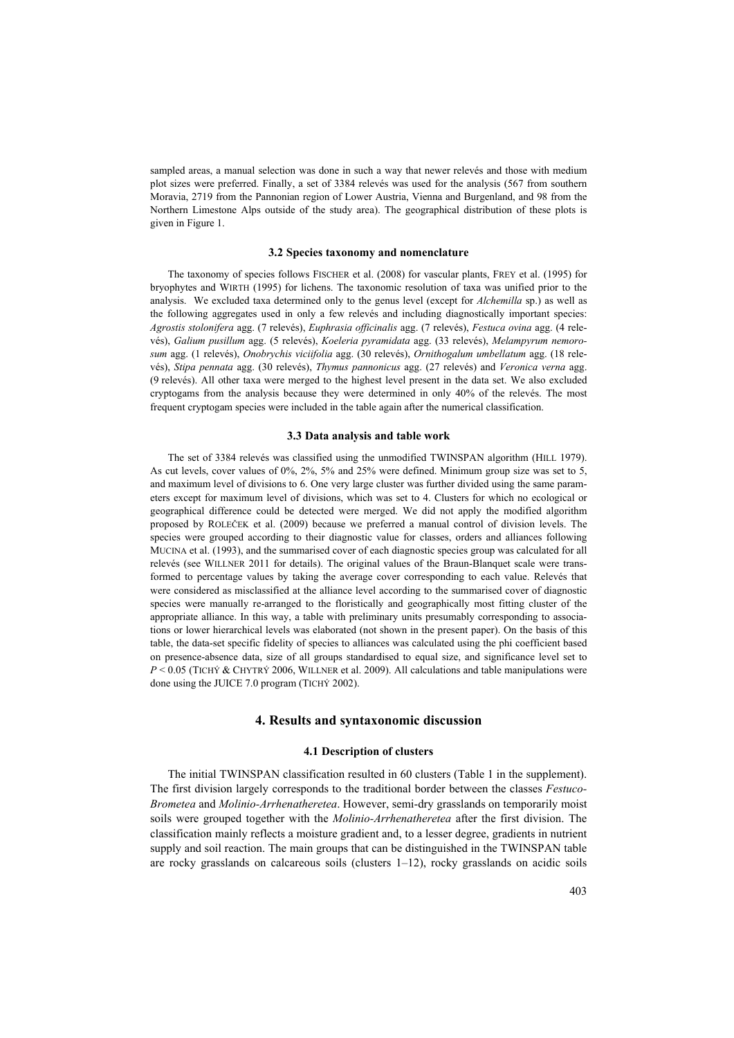sampled areas, a manual selection was done in such a way that newer relevés and those with medium plot sizes were preferred. Finally, a set of 3384 relevés was used for the analysis (567 from southern Moravia, 2719 from the Pannonian region of Lower Austria, Vienna and Burgenland, and 98 from the Northern Limestone Alps outside of the study area). The geographical distribution of these plots is given in Figure 1.

### 3.2 Species taxonomy and nomenclature

The taxonomy of species follows FISCHER et al. (2008) for vascular plants, FREY et al. (1995) for bryophytes and WIRTH (1995) for lichens. The taxonomic resolution of taxa was unified prior to the analysis. We excluded taxa determined only to the genus level (except for *Alchemilla* sp.) as well as the following aggregates used in only a few relevés and including diagnostically important species: *Agrostis stolonifera* agg. (7 relevés), *Euphrasia officinalis* agg. (7 relevés), *Festuca ovina* agg. (4 relevés), *Galium pusillum* agg. (5 relevés), *Koeleria pyramidata* agg. (33 relevés), *Melampyrum nemorosum* agg. (1 relevés), *Onobrychis viciifolia* agg. (30 relevés), *Ornithogalum umbellatum* agg. (18 relevés), *Stipa pennata* agg. (30 relevés), *Thymus pannonicus* agg. (27 relevés) and *Veronica verna* agg. (9 relevés). All other taxa were merged to the highest level present in the data set. We also excluded cryptogams from the analysis because they were determined in only 40% of the relevés. The most frequent cryptogam species were included in the table again after the numerical classification.

### 3.3 Data analysis and table work

The set of 3384 relevés was classified using the unmodified TWINSPAN algorithm (HILL 1979). As cut levels, cover values of 0%, 2%, 5% and 25% were defined. Minimum group size was set to 5, and maximum level of divisions to 6. One very large cluster was further divided using the same parameters except for maximum level of divisions, which was set to 4. Clusters for which no ecological or geographical difference could be detected were merged. We did not apply the modified algorithm proposed by ROLEČEK et al. (2009) because we preferred a manual control of division levels. The species were grouped according to their diagnostic value for classes, orders and alliances following MUCINA et al. (1993), and the summarised cover of each diagnostic species group was calculated for all relevés (see WILLNER 2011 for details). The original values of the Braun-Blanquet scale were transformed to percentage values by taking the average cover corresponding to each value. Relevés that were considered as misclassified at the alliance level according to the summarised cover of diagnostic species were manually re-arranged to the floristically and geographically most fitting cluster of the appropriate alliance. In this way, a table with preliminary units presumably corresponding to associations or lower hierarchical levels was elaborated (not shown in the present paper). On the basis of this table, the data-set specific fidelity of species to alliances was calculated using the phi coefficient based on presence-absence data, size of all groups standardised to equal size, and significance level set to $P < 0.05$ (TICHÝ & CHYTRÝ 2006, WILLNER et al. 2009). All calculations and table manipulations were done using the JUICE 7.0 program (TICHÝ 2002).

## 4. Results and syntaxonomic discussion

### 4.1 Description of clusters

The initial TWINSPAN classification resulted in 60 clusters (Table 1 in the supplement). The first division largely corresponds to the traditional border between the classes *Festuco-Brometea* and *Molinio-Arrhenatheretea*. However, semi-dry grasslands on temporarily moist soils were grouped together with the *Molinio-Arrhenatheretea* after the first division. The classification mainly reflects a moisture gradient and, to a lesser degree, gradients in nutrient supply and soil reaction. The main groups that can be distinguished in the TWINSPAN table are rocky grasslands on calcareous soils (clusters 1–12), rocky grasslands on acidic soils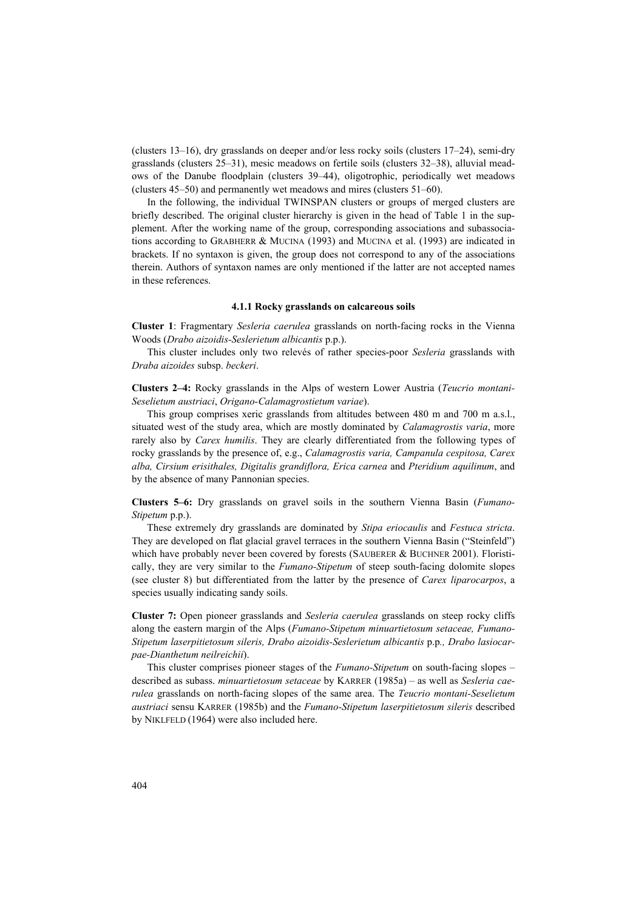(clusters 13–16), dry grasslands on deeper and/or less rocky soils (clusters 17–24), semi-dry grasslands (clusters 25–31), mesic meadows on fertile soils (clusters 32–38), alluvial meadows of the Danube floodplain (clusters 39–44), oligotrophic, periodically wet meadows (clusters 45–50) and permanently wet meadows and mires (clusters 51–60).

In the following, the individual TWINSPAN clusters or groups of merged clusters are briefly described. The original cluster hierarchy is given in the head of Table 1 in the supplement. After the working name of the group, corresponding associations and subassociations according to GRABHERR & MUCINA (1993) and MUCINA et al. (1993) are indicated in brackets. If no syntaxon is given, the group does not correspond to any of the associations therein. Authors of syntaxon names are only mentioned if the latter are not accepted names in these references.

#### 4.1.1 Rocky grasslands on calcareous soils

**Cluster 1**: Fragmentary *Sesleria caerulea* grasslands on north-facing rocks in the Vienna Woods (*Drabo aizoidis-Seslerietum albicantis* p.p.).

This cluster includes only two relevés of rather species-poor *Sesleria* grasslands with *Draba aizoides* subsp. *beckeri*.

**Clusters 2–4:** Rocky grasslands in the Alps of western Lower Austria (*Teucrio montani-Seselietum austriaci*, *Origano-Calamagrostietum variae*).

This group comprises xeric grasslands from altitudes between 480 m and 700 m a.s.l., situated west of the study area, which are mostly dominated by *Calamagrostis varia*, more rarely also by *Carex humilis*. They are clearly differentiated from the following types of rocky grasslands by the presence of, e.g., *Calamagrostis varia, Campanula cespitosa, Carex alba, Cirsium erisithales, Digitalis grandiflora, Erica carnea* and *Pteridium aquilinum*, and by the absence of many Pannonian species.

**Clusters 5–6:** Dry grasslands on gravel soils in the southern Vienna Basin (*Fumano-Stipetum* p.p.).

These extremely dry grasslands are dominated by *Stipa eriocaulis* and *Festuca stricta*. They are developed on flat glacial gravel terraces in the southern Vienna Basin ("Steinfeld") which have probably never been covered by forests (SAUBERER & BUCHNER 2001). Floristically, they are very similar to the *Fumano-Stipetum* of steep south-facing dolomite slopes (see cluster 8) but differentiated from the latter by the presence of *Carex liparocarpos*, a species usually indicating sandy soils.

**Cluster 7:** Open pioneer grasslands and *Sesleria caerulea* grasslands on steep rocky cliffs along the eastern margin of the Alps (*Fumano-Stipetum minuartietosum setaceae, Fumano-Stipetum laserpitietosum sileris, Drabo aizoidis-Seslerietum albicantis* p.p*., Drabo lasiocarpae-Dianthetum neilreichii*).

This cluster comprises pioneer stages of the *Fumano-Stipetum* on south-facing slopes – described as subass. *minuartietosum setaceae* by KARRER (1985a) – as well as *Sesleria caerulea* grasslands on north-facing slopes of the same area. The *Teucrio montani-Seselietum austriaci* sensu KARRER (1985b) and the *Fumano-Stipetum laserpitietosum sileris* described by NIKLFELD (1964) were also included here.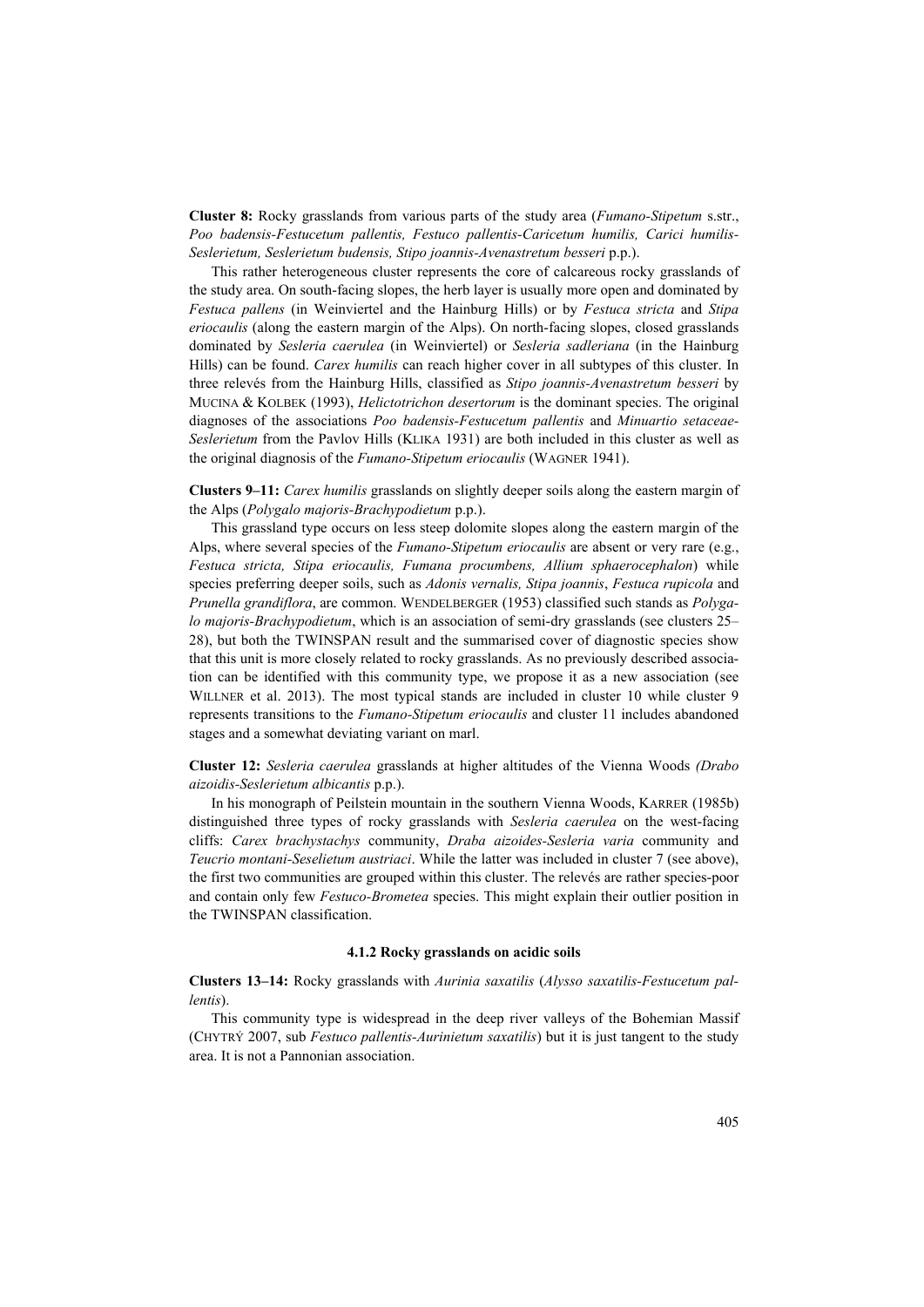**Cluster 8:** Rocky grasslands from various parts of the study area (*Fumano-Stipetum* s.str., *Poo badensis-Festucetum pallentis, Festuco pallentis-Caricetum humilis, Carici humilis-Seslerietum, Seslerietum budensis, Stipo joannis-Avenastretum besseri* p.p.).

This rather heterogeneous cluster represents the core of calcareous rocky grasslands of the study area. On south-facing slopes, the herb layer is usually more open and dominated by *Festuca pallens* (in Weinviertel and the Hainburg Hills) or by *Festuca stricta* and *Stipa eriocaulis* (along the eastern margin of the Alps). On north-facing slopes, closed grasslands dominated by *Sesleria caerulea* (in Weinviertel) or *Sesleria sadleriana* (in the Hainburg Hills) can be found. *Carex humilis* can reach higher cover in all subtypes of this cluster. In three relevés from the Hainburg Hills, classified as *Stipo joannis-Avenastretum besseri* by MUCINA & KOLBEK (1993), *Helictotrichon desertorum* is the dominant species. The original diagnoses of the associations *Poo badensis-Festucetum pallentis* and *Minuartio setaceae-Seslerietum* from the Pavlov Hills (KLIKA 1931) are both included in this cluster as well as the original diagnosis of the *Fumano-Stipetum eriocaulis* (WAGNER 1941).

**Clusters 9–11:** *Carex humilis* grasslands on slightly deeper soils along the eastern margin of the Alps (*Polygalo majoris-Brachypodietum* p.p.).

This grassland type occurs on less steep dolomite slopes along the eastern margin of the Alps, where several species of the *Fumano-Stipetum eriocaulis* are absent or very rare (e.g., *Festuca stricta, Stipa eriocaulis, Fumana procumbens, Allium sphaerocephalon*) while species preferring deeper soils, such as *Adonis vernalis, Stipa joannis*, *Festuca rupicola* and *Prunella grandiflora*, are common. WENDELBERGER (1953) classified such stands as *Polygalo majoris-Brachypodietum*, which is an association of semi-dry grasslands (see clusters 25–28), but both the TWINSPAN result and the summarised cover of diagnostic species show that this unit is more closely related to rocky grasslands. As no previously described association can be identified with this community type, we propose it as a new association (see WILLNER et al. 2013). The most typical stands are included in cluster 10 while cluster 9 represents transitions to the *Fumano-Stipetum eriocaulis* and cluster 11 includes abandoned stages and a somewhat deviating variant on marl.

**Cluster 12:** *Sesleria caerulea* grasslands at higher altitudes of the Vienna Woods *(Drabo aizoidis-Seslerietum albicantis* p.p.).

In his monograph of Peilstein mountain in the southern Vienna Woods, KARRER (1985b) distinguished three types of rocky grasslands with *Sesleria caerulea* on the west-facing cliffs: *Carex brachystachys* community, *Draba aizoides-Sesleria varia* community and *Teucrio montani-Seselietum austriaci*. While the latter was included in cluster 7 (see above), the first two communities are grouped within this cluster. The relevés are rather species-poor and contain only few *Festuco-Brometea* species. This might explain their outlier position in the TWINSPAN classification.

#### 4.1.2 Rocky grasslands on acidic soils

**Clusters 13–14:** Rocky grasslands with *Aurinia saxatilis* (*Alysso saxatilis-Festucetum pallentis*).

This community type is widespread in the deep river valleys of the Bohemian Massif (CHYTRÝ 2007, sub *Festuco pallentis-Aurinietum saxatilis*) but it is just tangent to the study area. It is not a Pannonian association.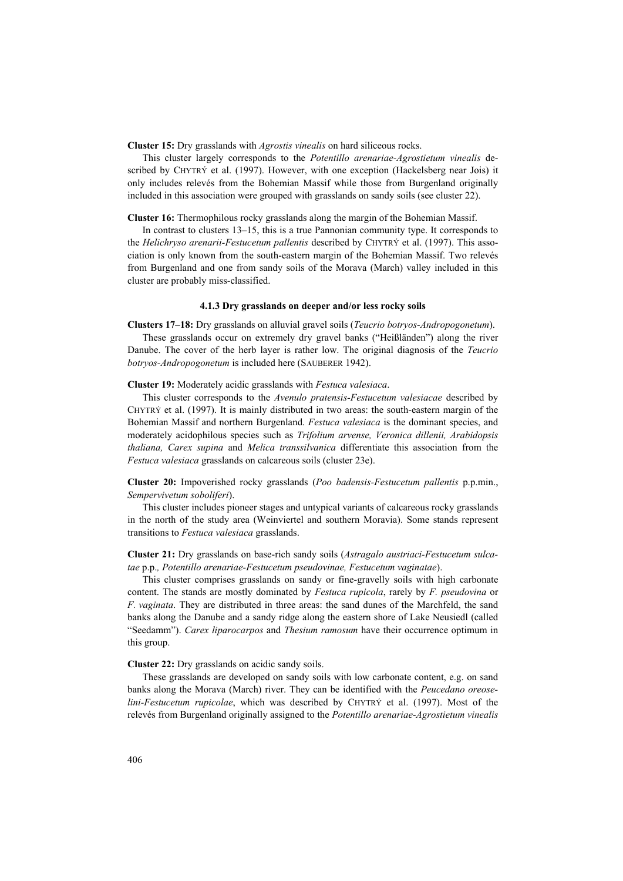**Cluster 15:** Dry grasslands with *Agrostis vinealis* on hard siliceous rocks.

This cluster largely corresponds to the *Potentillo arenariae-Agrostietum vinealis* described by CHYTRÝ et al. (1997). However, with one exception (Hackelsberg near Jois) it only includes relevés from the Bohemian Massif while those from Burgenland originally included in this association were grouped with grasslands on sandy soils (see cluster 22).

**Cluster 16:** Thermophilous rocky grasslands along the margin of the Bohemian Massif.

In contrast to clusters 13–15, this is a true Pannonian community type. It corresponds to the *Helichryso arenarii-Festucetum pallentis* described by CHYTRÝ et al. (1997). This association is only known from the south-eastern margin of the Bohemian Massif. Two relevés from Burgenland and one from sandy soils of the Morava (March) valley included in this cluster are probably miss-classified.

#### 4.1.3 Dry grasslands on deeper and/or less rocky soils

**Clusters 17–18:** Dry grasslands on alluvial gravel soils (*Teucrio botryos-Andropogonetum*).

These grasslands occur on extremely dry gravel banks ("Heißländen") along the river Danube. The cover of the herb layer is rather low. The original diagnosis of the *Teucrio botryos-Andropogonetum* is included here (SAUBERER 1942).

**Cluster 19:** Moderately acidic grasslands with *Festuca valesiaca*.

This cluster corresponds to the *Avenulo pratensis-Festucetum valesiacae* described by CHYTRÝ et al. (1997). It is mainly distributed in two areas: the south-eastern margin of the Bohemian Massif and northern Burgenland. *Festuca valesiaca* is the dominant species, and moderately acidophilous species such as *Trifolium arvense, Veronica dillenii, Arabidopsis thaliana, Carex supina* and *Melica transsilvanica* differentiate this association from the *Festuca valesiaca* grasslands on calcareous soils (cluster 23e).

**Cluster 20:** Impoverished rocky grasslands (*Poo badensis-Festucetum pallentis* p.p.min., *Sempervivetum soboliferi*).

This cluster includes pioneer stages and untypical variants of calcareous rocky grasslands in the north of the study area (Weinviertel and southern Moravia). Some stands represent transitions to *Festuca valesiaca* grasslands.

**Cluster 21:** Dry grasslands on base-rich sandy soils (*Astragalo austriaci-Festucetum sulcatae* p.p.*, Potentillo arenariae-Festucetum pseudovinae, Festucetum vaginatae*).

This cluster comprises grasslands on sandy or fine-gravelly soils with high carbonate content. The stands are mostly dominated by *Festuca rupicola*, rarely by *F. pseudovina* or *F. vaginata*. They are distributed in three areas: the sand dunes of the Marchfeld, the sand banks along the Danube and a sandy ridge along the eastern shore of Lake Neusiedl (called "Seedamm"). *Carex liparocarpos* and *Thesium ramosum* have their occurrence optimum in this group.

**Cluster 22:** Dry grasslands on acidic sandy soils.

These grasslands are developed on sandy soils with low carbonate content, e.g. on sand banks along the Morava (March) river. They can be identified with the *Peucedano oreoselini-Festucetum rupicolae*, which was described by CHYTRÝ et al. (1997). Most of the relevés from Burgenland originally assigned to the *Potentillo arenariae-Agrostietum vinealis*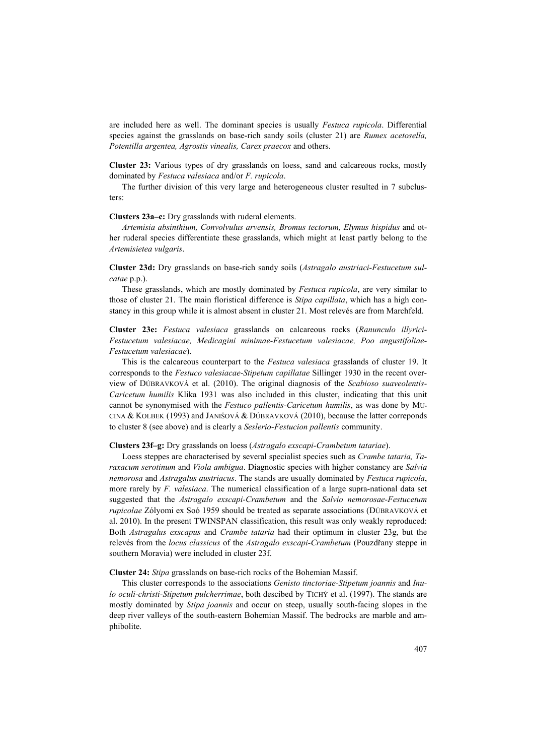are included here as well. The dominant species is usually *Festuca rupicola*. Differential species against the grasslands on base-rich sandy soils (cluster 21) are *Rumex acetosella, Potentilla argentea, Agrostis vinealis, Carex praecox* and others.

**Cluster 23:** Various types of dry grasslands on loess, sand and calcareous rocks, mostly dominated by *Festuca valesiaca* and/or *F. rupicola*.

The further division of this very large and heterogeneous cluster resulted in 7 subclusters:

**Clusters 23a–c:** Dry grasslands with ruderal elements.

*Artemisia absinthium, Convolvulus arvensis, Bromus tectorum, Elymus hispidus* and other ruderal species differentiate these grasslands, which might at least partly belong to the *Artemisietea vulgaris*.

**Cluster 23d:** Dry grasslands on base-rich sandy soils (*Astragalo austriaci-Festucetum sulcatae* p.p.).

These grasslands, which are mostly dominated by *Festuca rupicola*, are very similar to those of cluster 21. The main floristical difference is *Stipa capillata*, which has a high constancy in this group while it is almost absent in cluster 21. Most relevés are from Marchfeld.

**Cluster 23e:** *Festuca valesiaca* grasslands on calcareous rocks (*Ranunculo illyrici-Festucetum valesiacae, Medicagini minimae-Festucetum valesiacae, Poo angustifoliae-Festucetum valesiacae*).

This is the calcareous counterpart to the *Festuca valesiaca* grasslands of cluster 19. It corresponds to the *Festuco valesiacae-Stipetum capillatae* Sillinger 1930 in the recent overview of DÚBRAVKOVÁ et al. (2010). The original diagnosis of the *Scabioso suaveolentis-Caricetum humilis* Klika 1931 was also included in this cluster, indicating that this unit cannot be synonymised with the *Festuco pallentis-Caricetum humilis*, as was done by MUCINA & KOLBEK (1993) and JANIŠOVÁ & DÚBRAVKOVÁ (2010), because the latter correponds to cluster 8 (see above) and is clearly a *Seslerio-Festucion pallentis* community.

**Clusters 23f–g:** Dry grasslands on loess (*Astragalo exscapi-Crambetum tatariae*).

Loess steppes are characterised by several specialist species such as *Crambe tataria, Taraxacum serotinum* and *Viola ambigua*. Diagnostic species with higher constancy are *Salvia nemorosa* and *Astragalus austriacus*. The stands are usually dominated by *Festuca rupicola*, more rarely by *F. valesiaca*. The numerical classification of a large supra-national data set suggested that the *Astragalo exscapi-Crambetum* and the *Salvio nemorosae-Festucetum rupicolae* Zólyomi ex Soó 1959 should be treated as separate associations (DÚBRAVKOVÁ et al. 2010). In the present TWINSPAN classification, this result was only weakly reproduced: Both *Astragalus exscapus* and *Crambe tataria* had their optimum in cluster 23g, but the relevés from the *locus classicus* of the *Astragalo exscapi-Crambetum* (Pouzdřany steppe in southern Moravia) were included in cluster 23f.

**Cluster 24:** *Stipa* grasslands on base-rich rocks of the Bohemian Massif.

This cluster corresponds to the associations *Genisto tinctoriae-Stipetum joannis* and *Inulo oculi-christi-Stipetum pulcherrimae*, both descibed by TICHÝ et al. (1997). The stands are mostly dominated by *Stipa joannis* and occur on steep, usually south-facing slopes in the deep river valleys of the south-eastern Bohemian Massif. The bedrocks are marble and amphibolite.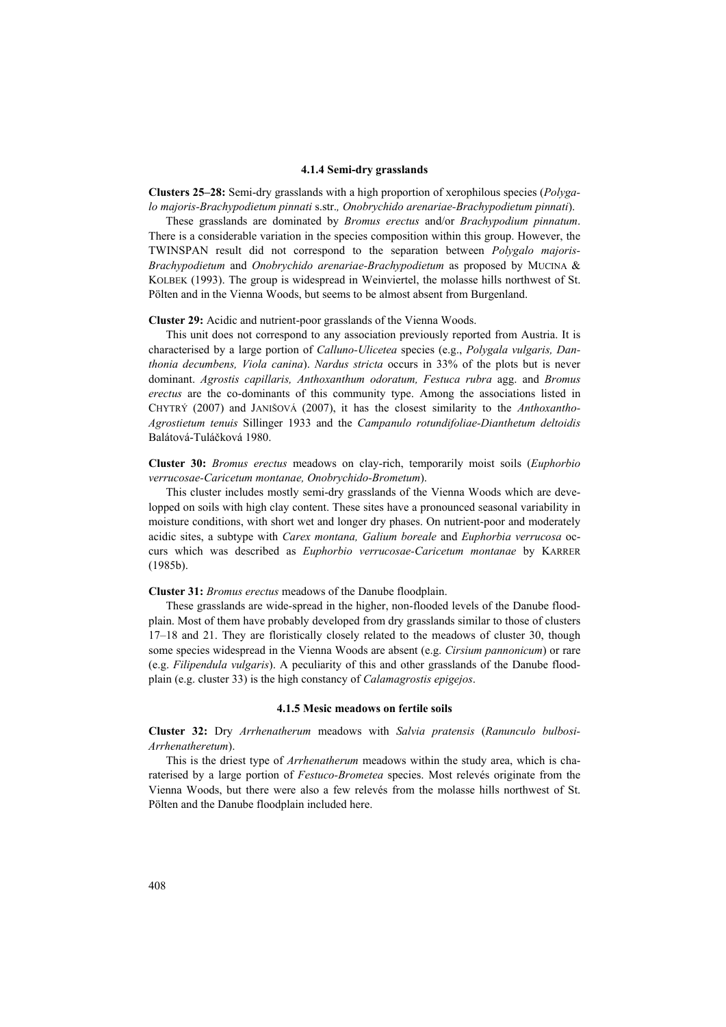#### 4.1.4 Semi-dry grasslands

**Clusters 25–28:** Semi-dry grasslands with a high proportion of xerophilous species (*Polygalo majoris-Brachypodietum pinnati* s.str., *Onobrychido arenariae-Brachypodietum pinnati*).

These grasslands are dominated by *Bromus erectus* and/or *Brachypodium pinnatum*. There is a considerable variation in the species composition within this group. However, the TWINSPAN result did not correspond to the separation between *Polygalo majoris-Brachypodietum* and *Onobrychido arenariae-Brachypodietum* as proposed by MUCINA & KOLBEK (1993). The group is widespread in Weinviertel, the molasse hills northwest of St. Pölten and in the Vienna Woods, but seems to be almost absent from Burgenland.

**Cluster 29:** Acidic and nutrient-poor grasslands of the Vienna Woods.

This unit does not correspond to any association previously reported from Austria. It is characterised by a large portion of *Calluno-Ulicetea* species (e.g., *Polygala vulgaris, Danthonia decumbens, Viola canina*). *Nardus stricta* occurs in 33% of the plots but is never dominant. *Agrostis capillaris, Anthoxanthum odoratum, Festuca rubra* agg. and *Bromus erectus* are the co-dominants of this community type. Among the associations listed in CHYTRÝ (2007) and JANIŠOVÁ (2007), it has the closest similarity to the *Anthoxantho-Agrostietum tenuis* Sillinger 1933 and the *Campanulo rotundifoliae-Dianthetum deltoidis* Balátová-Tuláčková 1980.

**Cluster 30:** *Bromus erectus* meadows on clay-rich, temporarily moist soils (*Euphorbio verrucosae-Caricetum montanae, Onobrychido-Brometum*).

This cluster includes mostly semi-dry grasslands of the Vienna Woods which are developped on soils with high clay content. These sites have a pronounced seasonal variability in moisture conditions, with short wet and longer dry phases. On nutrient-poor and moderately acidic sites, a subtype with *Carex montana, Galium boreale* and *Euphorbia verrucosa* occurs which was described as *Euphorbio verrucosae-Caricetum montanae* by KARRER (1985b).

**Cluster 31:** *Bromus erectus* meadows of the Danube floodplain.

These grasslands are wide-spread in the higher, non-flooded levels of the Danube floodplain. Most of them have probably developed from dry grasslands similar to those of clusters 17–18 and 21. They are floristically closely related to the meadows of cluster 30, though some species widespread in the Vienna Woods are absent (e.g. *Cirsium pannonicum*) or rare (e.g. *Filipendula vulgaris*). A peculiarity of this and other grasslands of the Danube floodplain (e.g. cluster 33) is the high constancy of *Calamagrostis epigejos*.

#### 4.1.5 Mesic meadows on fertile soils

**Cluster 32:** Dry *Arrhenatherum* meadows with *Salvia pratensis* (*Ranunculo bulbosi-Arrhenatheretum*).

This is the driest type of *Arrhenatherum* meadows within the study area, which is charaterised by a large portion of *Festuco-Brometea* species. Most relevés originate from the Vienna Woods, but there were also a few relevés from the molasse hills northwest of St. Pölten and the Danube floodplain included here.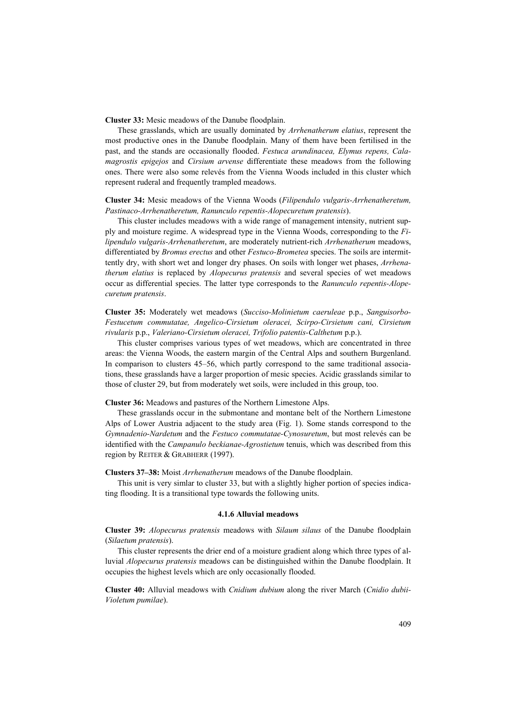**Cluster 33:** Mesic meadows of the Danube floodplain.

These grasslands, which are usually dominated by *Arrhenatherum elatius*, represent the most productive ones in the Danube floodplain. Many of them have been fertilised in the past, and the stands are occasionally flooded. *Festuca arundinacea, Elymus repens, Calamagrostis epigejos* and *Cirsium arvense* differentiate these meadows from the following ones. There were also some relevés from the Vienna Woods included in this cluster which represent ruderal and frequently trampled meadows.

**Cluster 34:** Mesic meadows of the Vienna Woods (*Filipendulo vulgaris-Arrhenatheretum, Pastinaco-Arrhenatheretum, Ranunculo repentis-Alopecuretum pratensis*).

This cluster includes meadows with a wide range of management intensity, nutrient supply and moisture regime. A widespread type in the Vienna Woods, corresponding to the *Filipendulo vulgaris-Arrhenatheretum*, are moderately nutrient-rich *Arrhenatherum* meadows, differentiated by *Bromus erectus* and other *Festuco-Brometea* species. The soils are intermittently dry, with short wet and longer dry phases. On soils with longer wet phases, *Arrhenatherum elatius* is replaced by *Alopecurus pratensis* and several species of wet meadows occur as differential species. The latter type corresponds to the *Ranunculo repentis-Alopecuretum pratensis*.

**Cluster 35:** Moderately wet meadows (*Succiso-Molinietum caeruleae* p.p., *Sanguisorbo-Festucetum commutatae, Angelico-Cirsietum oleracei, Scirpo-Cirsietum cani, Cirsietum rivularis* p.p., *Valeriano-Cirsietum oleracei, Trifolio patentis-Calthetum* p.p.).

This cluster comprises various types of wet meadows, which are concentrated in three areas: the Vienna Woods, the eastern margin of the Central Alps and southern Burgenland. In comparison to clusters 45–56, which partly correspond to the same traditional associations, these grasslands have a larger proportion of mesic species. Acidic grasslands similar to those of cluster 29, but from moderately wet soils, were included in this group, too.

**Cluster 36:** Meadows and pastures of the Northern Limestone Alps.

These grasslands occur in the submontane and montane belt of the Northern Limestone Alps of Lower Austria adjacent to the study area (Fig. 1). Some stands correspond to the *Gymnadenio-Nardetum* and the *Festuco commutatae-Cynosuretum*, but most relevés can be identified with the *Campanulo beckianae-Agrostietum* tenuis, which was described from this region by REITER & GRABHERR (1997).

**Clusters 37–38:** Moist *Arrhenatherum* meadows of the Danube floodplain.

This unit is very simlar to cluster 33, but with a slightly higher portion of species indicating flooding. It is a transitional type towards the following units.

#### 4.1.6 Alluvial meadows

**Cluster 39:** *Alopecurus pratensis* meadows with *Silaum silaus* of the Danube floodplain (*Silaetum pratensis*).

This cluster represents the drier end of a moisture gradient along which three types of alluvial *Alopecurus pratensis* meadows can be distinguished within the Danube floodplain. It occupies the highest levels which are only occasionally flooded.

**Cluster 40:** Alluvial meadows with *Cnidium dubium* along the river March (*Cnidio dubii-Violetum pumilae*).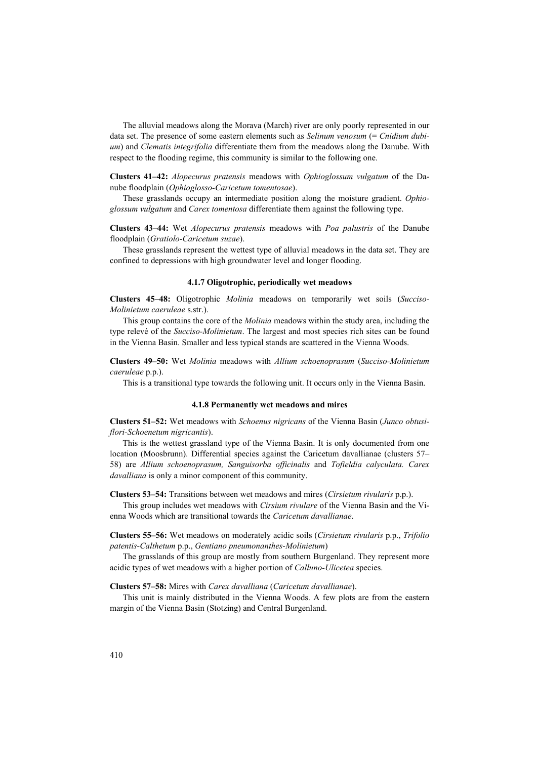The alluvial meadows along the Morava (March) river are only poorly represented in our data set. The presence of some eastern elements such as *Selinum venosum* (= *Cnidium dubium*) and *Clematis integrifolia* differentiate them from the meadows along the Danube. With respect to the flooding regime, this community is similar to the following one.

**Clusters 41–42:** *Alopecurus pratensis* meadows with *Ophioglossum vulgatum* of the Danube floodplain (*Ophioglosso-Caricetum tomentosae*).

These grasslands occupy an intermediate position along the moisture gradient. *Ophioglossum vulgatum* and *Carex tomentosa* differentiate them against the following type.

**Clusters 43–44:** Wet *Alopecurus pratensis* meadows with *Poa palustris* of the Danube floodplain (*Gratiolo-Caricetum suzae*).

These grasslands represent the wettest type of alluvial meadows in the data set. They are confined to depressions with high groundwater level and longer flooding.

#### 4.1.7 Oligotrophic, periodically wet meadows

**Clusters 45–48:** Oligotrophic *Molinia* meadows on temporarily wet soils (*Succiso-Molinietum caeruleae* s.str.).

This group contains the core of the *Molinia* meadows within the study area, including the type relevé of the *Succiso-Molinietum*. The largest and most species rich sites can be found in the Vienna Basin. Smaller and less typical stands are scattered in the Vienna Woods.

**Clusters 49–50:** Wet *Molinia* meadows with *Allium schoenoprasum* (*Succiso-Molinietum caeruleae* p.p.).

This is a transitional type towards the following unit. It occurs only in the Vienna Basin.

#### 4.1.8 Permanently wet meadows and mires

**Clusters 51–52:** Wet meadows with *Schoenus nigricans* of the Vienna Basin (*Junco obtusiflori-Schoenetum nigricantis*).

This is the wettest grassland type of the Vienna Basin. It is only documented from one location (Moosbrunn). Differential species against the Caricetum davallianae (clusters 57–58) are *Allium schoenoprasum, Sanguisorba officinalis* and *Tofieldia calyculata. Carex davalliana* is only a minor component of this community.

**Clusters 53–54:** Transitions between wet meadows and mires (*Cirsietum rivularis* p.p.).

This group includes wet meadows with *Cirsium rivulare* of the Vienna Basin and the Vienna Woods which are transitional towards the *Caricetum davallianae*.

**Clusters 55–56:** Wet meadows on moderately acidic soils (*Cirsietum rivularis* p.p., *Trifolio patentis-Calthetum* p.p., *Gentiano pneumonanthes-Molinietum*)

The grasslands of this group are mostly from southern Burgenland. They represent more acidic types of wet meadows with a higher portion of *Calluno-Ulicetea* species.

**Clusters 57–58:** Mires with *Carex davalliana* (*Caricetum davallianae*).

This unit is mainly distributed in the Vienna Woods. A few plots are from the eastern margin of the Vienna Basin (Stotzing) and Central Burgenland.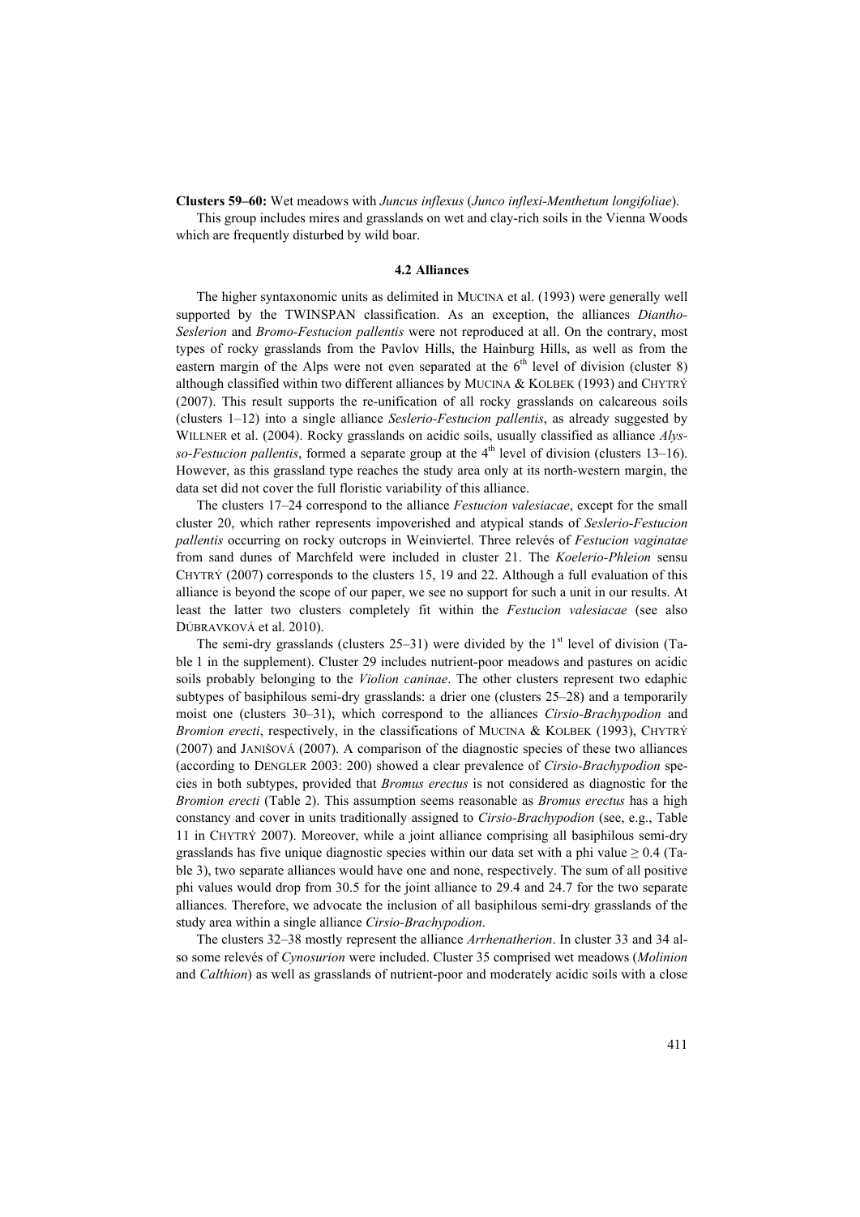**Clusters 59–60:** Wet meadows with *Juncus inflexus* (*Junco inflexi-Menthetum longifoliae*).

This group includes mires and grasslands on wet and clay-rich soils in the Vienna Woods which are frequently disturbed by wild boar.

### 4.2 Alliances

The higher syntaxonomic units as delimited in MUCINA et al. (1993) were generally well supported by the TWINSPAN classification. As an exception, the alliances *Diantho-Seslerion* and *Bromo-Festucion pallentis* were not reproduced at all. On the contrary, most types of rocky grasslands from the Pavlov Hills, the Hainburg Hills, as well as from the eastern margin of the Alps were not even separated at the 6th level of division (cluster 8) although classified within two different alliances by MUCINA & KOLBEK (1993) and CHYTRÝ (2007). This result supports the re-unification of all rocky grasslands on calcareous soils (clusters 1–12) into a single alliance *Seslerio-Festucion pallentis*, as already suggested by WILLNER et al. (2004). Rocky grasslands on acidic soils, usually classified as alliance *Alysso-Festucion pallentis*, formed a separate group at the 4th level of division (clusters 13–16). However, as this grassland type reaches the study area only at its north-western margin, the data set did not cover the full floristic variability of this alliance.

The clusters 17–24 correspond to the alliance *Festucion valesiacae*, except for the small cluster 20, which rather represents impoverished and atypical stands of *Seslerio-Festucion pallentis* occurring on rocky outcrops in Weinviertel. Three relevés of *Festucion vaginatae* from sand dunes of Marchfeld were included in cluster 21. The *Koelerio-Phleion* sensu CHYTRÝ (2007) corresponds to the clusters 15, 19 and 22. Although a full evaluation of this alliance is beyond the scope of our paper, we see no support for such a unit in our results. At least the latter two clusters completely fit within the *Festucion valesiacae* (see also DÚBRAVKOVÁ et al. 2010).

The semi-dry grasslands (clusters 25–31) were divided by the 1st level of division (Table 1 in the supplement). Cluster 29 includes nutrient-poor meadows and pastures on acidic soils probably belonging to the *Violion caninae*. The other clusters represent two edaphic subtypes of basiphilous semi-dry grasslands: a drier one (clusters 25–28) and a temporarily moist one (clusters 30–31), which correspond to the alliances *Cirsio-Brachypodion* and *Bromion erecti*, respectively, in the classifications of MUCINA & KOLBEK (1993), CHYTRÝ (2007) and JANIŠOVÁ (2007). A comparison of the diagnostic species of these two alliances (according to DENGLER 2003: 200) showed a clear prevalence of *Cirsio-Brachypodion* species in both subtypes, provided that *Bromus erectus* is not considered as diagnostic for the *Bromion erecti* (Table 2). This assumption seems reasonable as *Bromus erectus* has a high constancy and cover in units traditionally assigned to *Cirsio-Brachypodion* (see, e.g., Table 11 in CHYTRÝ 2007). Moreover, while a joint alliance comprising all basiphilous semi-dry grasslands has five unique diagnostic species within our data set with a phi value $\geq 0.4$ (Table 3), two separate alliances would have one and none, respectively. The sum of all positive phi values would drop from 30.5 for the joint alliance to 29.4 and 24.7 for the two separate alliances. Therefore, we advocate the inclusion of all basiphilous semi-dry grasslands of the study area within a single alliance *Cirsio-Brachypodion*.

The clusters 32–38 mostly represent the alliance *Arrhenatherion*. In cluster 33 and 34 also some relevés of *Cynosurion* were included. Cluster 35 comprised wet meadows (*Molinion* and *Calthion*) as well as grasslands of nutrient-poor and moderately acidic soils with a close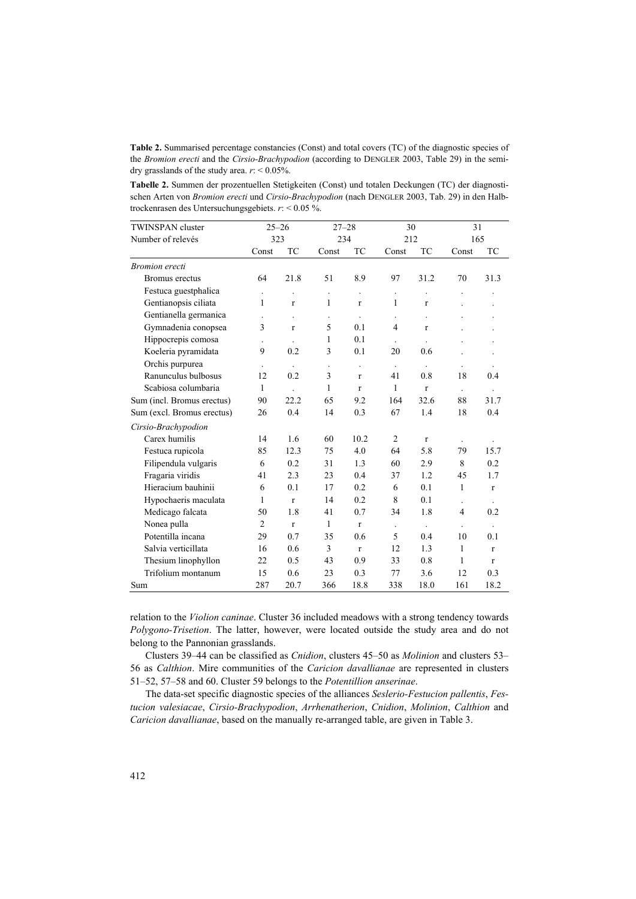**Table 2.** Summarised percentage constancies (Const) and total covers (TC) of the diagnostic species of the *Bromion erecti* and the *Cirsio-Brachypodion* (according to DENGLER 2003, Table 29) in the semi-dry grasslands of the study area. *r*: < 0.05%.

**Tabelle 2.** Summen der prozentuellen Stetigkeiten (Const) und totalen Deckungen (TC) der diagnostischen Arten von *Bromion erecti* und *Cirsio-Brachypodion* (nach DENGLER 2003, Tab. 29) in den Halbtrockenrasen des Untersuchungsgebiets. *r*: < 0.05 %.

| TWINSPAN cluster | 25–26 | | 27–28 | | 30 | | 31 | |
|---|---|---|---|---|---|---|---|---|
| Number of relevés | 323 | | 234 | | 212 | | 165 | |
| | Const | TC | Const | TC | Const | TC | Const | TC |
| *Bromion erecti* | | | | | | | | |
| Bromus erectus | 64 | 21.8 | 51 | 8.9 | 97 | 31.2 | 70 | 31.3 |
| Festuca guestphalica | . | . | . | . | . | . | . | . |
| Gentianopsis ciliata | 1 | r | 1 | r | 1 | r | . | . |
| Gentianella germanica | . | . | . | . | . | . | . | . |
| Gymnadenia conopsea | 3 | r | 5 | 0.1 | 4 | r | . | . |
| Hippocrepis comosa | . | . | 1 | 0.1 | . | . | . | . |
| Koeleria pyramidata | 9 | 0.2 | 3 | 0.1 | 20 | 0.6 | . | . |
| Orchis purpurea | . | . | . | . | . | . | . | . |
| Ranunculus bulbosus | 12 | 0.2 | 3 | r | 41 | 0.8 | 18 | 0.4 |
| Scabiosa columbaria | 1 | . | 1 | r | 1 | r | . | . |
| Sum (incl. Bromus erectus) | 90 | 22.2 | 65 | 9.2 | 164 | 32.6 | 88 | 31.7 |
| Sum (excl. Bromus erectus) | 26 | 0.4 | 14 | 0.3 | 67 | 1.4 | 18 | 0.4 |
| *Cirsio-Brachypodion* | | | | | | | | |
| Carex humilis | 14 | 1.6 | 60 | 10.2 | 2 | r | . | . |
| Festuca rupicola | 85 | 12.3 | 75 | 4.0 | 64 | 5.8 | 79 | 15.7 |
| Filipendula vulgaris | 6 | 0.2 | 31 | 1.3 | 60 | 2.9 | 8 | 0.2 |
| Fragaria viridis | 41 | 2.3 | 23 | 0.4 | 37 | 1.2 | 45 | 1.7 |
| Hieracium bauhinii | 6 | 0.1 | 17 | 0.2 | 6 | 0.1 | 1 | r |
| Hypochaeris maculata | 1 | r | 14 | 0.2 | 8 | 0.1 | . | . |
| Medicago falcata | 50 | 1.8 | 41 | 0.7 | 34 | 1.8 | 4 | 0.2 |
| Nonea pulla | 2 | r | 1 | r | . | . | . | . |
| Potentilla incana | 29 | 0.7 | 35 | 0.6 | 5 | 0.4 | 10 | 0.1 |
| Salvia verticillata | 16 | 0.6 | 3 | r | 12 | 1.3 | 1 | r |
| Thesium linophyllon | 22 | 0.5 | 43 | 0.9 | 33 | 0.8 | 1 | r |
| Trifolium montanum | 15 | 0.6 | 23 | 0.3 | 77 | 3.6 | 12 | 0.3 |
| Sum | 287 | 20.7 | 366 | 18.8 | 338 | 18.0 | 161 | 18.2 |

relation to the *Violion caninae*. Cluster 36 included meadows with a strong tendency towards *Polygono-Trisetion*. The latter, however, were located outside the study area and do not belong to the Pannonian grasslands.

Clusters 39–44 can be classified as *Cnidion*, clusters 45–50 as *Molinion* and clusters 53–56 as *Calthion*. Mire communities of the *Caricion davallianae* are represented in clusters 51–52, 57–58 and 60. Cluster 59 belongs to the *Potentillion anserinae*.

The data-set specific diagnostic species of the alliances *Seslerio-Festucion pallentis*, *Festucion valesiacae*, *Cirsio-Brachypodion*, *Arrhenatherion*, *Cnidion*, *Molinion*, *Calthion* and *Caricion davallianae*, based on the manually re-arranged table, are given in Table 3.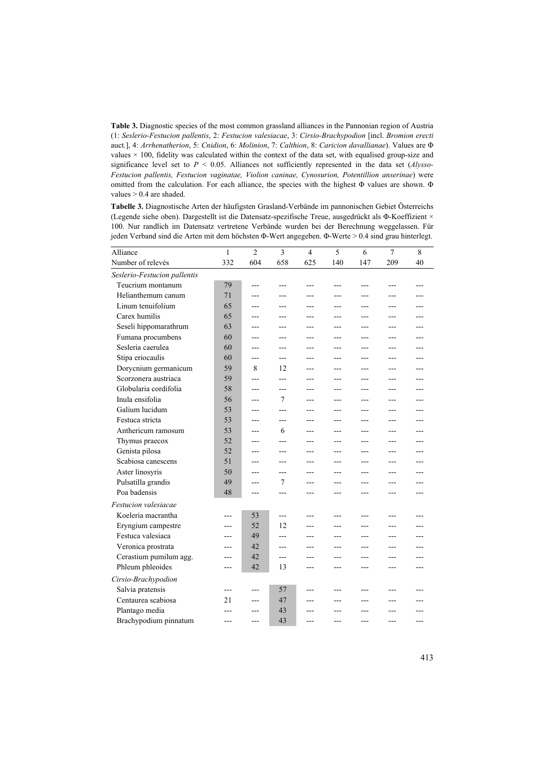**Table 3.** Diagnostic species of the most common grassland alliances in the Pannonian region of Austria (1: *Seslerio-Festucion pallentis*, 2: *Festucion valesiacae*, 3: *Cirsio-Brachypodion* [incl. *Bromion erecti* auct.], 4: *Arrhenatherion*, 5: *Cnidion*, 6: *Molinion*, 7: *Calthion*, 8: *Caricion davallianae*). Values are Φ values × 100, fidelity was calculated within the context of the data set, with equalised group-size and significance level set to $P < 0.05$. Alliances not sufficiently represented in the data set (*Alysso-Festucion pallentis, Festucion vaginatae, Violion caninae, Cynosurion, Potentillion anserinae*) were omitted from the calculation. For each alliance, the species with the highest Φ values are shown. Φ values > 0.4 are shaded.

**Tabelle 3.** Diagnostische Arten der häufigsten Grasland-Verbände im pannonischen Gebiet Österreichs (Legende siehe oben). Dargestellt ist die Datensatz-spezifische Treue, ausgedrückt als Φ-Koeffizient × 100. Nur randlich im Datensatz vertretene Verbände wurden bei der Berechnung weggelassen. Für jeden Verband sind die Arten mit dem höchsten Φ-Wert angegeben. Φ-Werte > 0.4 sind grau hinterlegt.

| Alliance | 1 | 2 | 3 | 4 | 5 | 6 | 7 | 8 |
|---|---|---|---|---|---|---|---|---|
| Number of relevés | 332 | 604 | 658 | 625 | 140 | 147 | 209 | 40 |
| *Seslerio-Festucion pallentis* | | | | | | | | |
| Teucrium montanum | 79 | --- | --- | --- | --- | --- | --- | --- |
| Helianthemum canum | 71 | --- | --- | --- | --- | --- | --- | --- |
| Linum tenuifolium | 65 | --- | --- | --- | --- | --- | --- | --- |
| Carex humilis | 65 | --- | --- | --- | --- | --- | --- | --- |
| Seseli hippomarathrum | 63 | --- | --- | --- | --- | --- | --- | --- |
| Fumana procumbens | 60 | --- | --- | --- | --- | --- | --- | --- |
| Sesleria caerulea | 60 | --- | --- | --- | --- | --- | --- | --- |
| Stipa eriocaulis | 60 | --- | --- | --- | --- | --- | --- | --- |
| Dorycnium germanicum | 59 | 8 | 12 | --- | --- | --- | --- | --- |
| Scorzonera austriaca | 59 | --- | --- | --- | --- | --- | --- | --- |
| Globularia cordifolia | 58 | --- | --- | --- | --- | --- | --- | --- |
| Inula ensifolia | 56 | --- | 7 | --- | --- | --- | --- | --- |
| Galium lucidum | 53 | --- | --- | --- | --- | --- | --- | --- |
| Festuca stricta | 53 | --- | --- | --- | --- | --- | --- | --- |
| Anthericum ramosum | 53 | --- | 6 | --- | --- | --- | --- | --- |
| Thymus praecox | 52 | --- | --- | --- | --- | --- | --- | --- |
| Genista pilosa | 52 | --- | --- | --- | --- | --- | --- | --- |
| Scabiosa canescens | 51 | --- | --- | --- | --- | --- | --- | --- |
| Aster linosyris | 50 | --- | --- | --- | --- | --- | --- | --- |
| Pulsatilla grandis | 49 | --- | 7 | --- | --- | --- | --- | --- |
| Poa badensis | 48 | --- | --- | --- | --- | --- | --- | --- |
| *Festucion valesiacae* | | | | | | | | |
| Koeleria macrantha | --- | 53 | --- | --- | --- | --- | --- | --- |
| Eryngium campestre | --- | 52 | 12 | --- | --- | --- | --- | --- |
| Festuca valesiaca | --- | 49 | --- | --- | --- | --- | --- | --- |
| Veronica prostrata | --- | 42 | --- | --- | --- | --- | --- | --- |
| Cerastium pumilum agg. | --- | 42 | --- | --- | --- | --- | --- | --- |
| Phleum phleoides | --- | 42 | 13 | --- | --- | --- | --- | --- |
| *Cirsio-Brachypodion* | | | | | | | | |
| Salvia pratensis | --- | --- | 57 | --- | --- | --- | --- | --- |
| Centaurea scabiosa | 21 | --- | 47 | --- | --- | --- | --- | --- |
| Plantago media | --- | --- | 43 | --- | --- | --- | --- | --- |
| Brachypodium pinnatum | --- | --- | 43 | --- | --- | --- | --- | --- |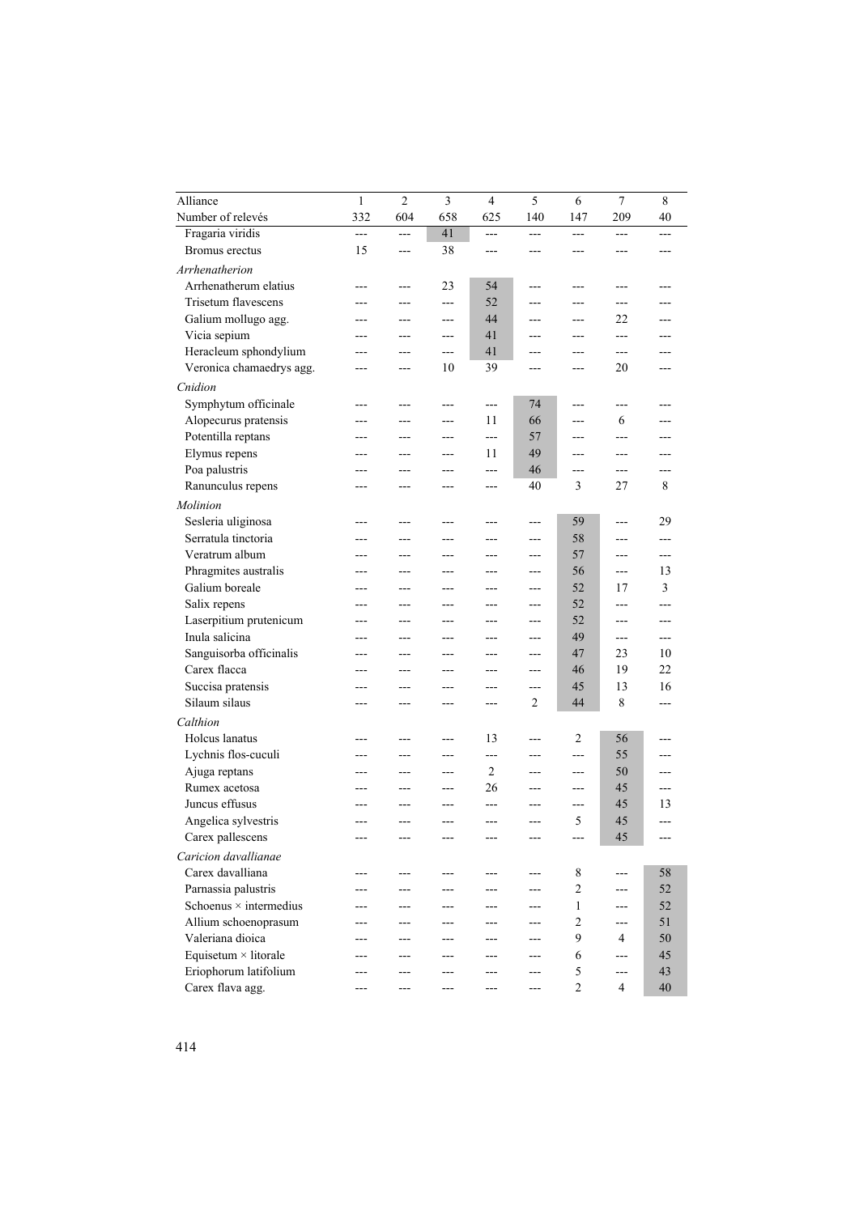| Alliance | 1 | 2 | 3 | 4 | 5 | 6 | 7 | 8 |
|---|---|---|---|---|---|---|---|---|
| Number of relevés | 332 | 604 | 658 | 625 | 140 | 147 | 209 | 40 |
| Fragaria viridis | --- | --- | 41 | --- | --- | --- | --- | --- |
| Bromus erectus | 15 | --- | 38 | --- | --- | --- | --- | --- |
| *Arrhenatherion* | | | | | | | | |
| Arrhenatherum elatius | --- | --- | 23 | 54 | --- | --- | --- | --- |
| Trisetum flavescens | --- | --- | --- | 52 | --- | --- | --- | --- |
| Galium mollugo agg. | --- | --- | --- | 44 | --- | --- | 22 | --- |
| Vicia sepium | --- | --- | --- | 41 | --- | --- | --- | --- |
| Heracleum sphondylium | --- | --- | --- | 41 | --- | --- | --- | --- |
| Veronica chamaedrys agg. | --- | --- | 10 | 39 | --- | --- | 20 | --- |
| *Cnidion* | | | | | | | | |
| Symphytum officinale | --- | --- | --- | --- | 74 | --- | --- | --- |
| Alopecurus pratensis | --- | --- | --- | 11 | 66 | --- | 6 | --- |
| Potentilla reptans | --- | --- | --- | --- | 57 | --- | --- | --- |
| Elymus repens | --- | --- | --- | 11 | 49 | --- | --- | --- |
| Poa palustris | --- | --- | --- | --- | 46 | --- | --- | --- |
| Ranunculus repens | --- | --- | --- | --- | 40 | 3 | 27 | 8 |
| *Molinion* | | | | | | | | |
| Sesleria uliginosa | --- | --- | --- | --- | --- | 59 | --- | 29 |
| Serratula tinctoria | --- | --- | --- | --- | --- | 58 | --- | --- |
| Veratrum album | --- | --- | --- | --- | --- | 57 | --- | --- |
| Phragmites australis | --- | --- | --- | --- | --- | 56 | --- | 13 |
| Galium boreale | --- | --- | --- | --- | --- | 52 | 17 | 3 |
| Salix repens | --- | --- | --- | --- | --- | 52 | --- | --- |
| Laserpitium prutenicum | --- | --- | --- | --- | --- | 52 | --- | --- |
| Inula salicina | --- | --- | --- | --- | --- | 49 | --- | --- |
| Sanguisorba officinalis | --- | --- | --- | --- | --- | 47 | 23 | 10 |
| Carex flacca | --- | --- | --- | --- | --- | 46 | 19 | 22 |
| Succisa pratensis | --- | --- | --- | --- | --- | 45 | 13 | 16 |
| Silaum silaus | --- | --- | --- | --- | 2 | 44 | 8 | --- |
| *Calthion* | | | | | | | | |
| Holcus lanatus | --- | --- | --- | 13 | --- | 2 | 56 | --- |
| Lychnis flos-cuculi | --- | --- | --- | --- | --- | --- | 55 | --- |
| Ajuga reptans | --- | --- | --- | 2 | --- | --- | 50 | --- |
| Rumex acetosa | --- | --- | --- | 26 | --- | --- | 45 | --- |
| Juncus effusus | --- | --- | --- | --- | --- | --- | 45 | 13 |
| Angelica sylvestris | --- | --- | --- | --- | --- | 5 | 45 | --- |
| Carex pallescens | --- | --- | --- | --- | --- | --- | 45 | --- |
| *Caricion davallianae* | | | | | | | | |
| Carex davalliana | --- | --- | --- | --- | --- | 8 | --- | 58 |
| Parnassia palustris | --- | --- | --- | --- | --- | 2 | --- | 52 |
| Schoenus × intermedius | --- | --- | --- | --- | --- | 1 | --- | 52 |
| Allium schoenoprasum | --- | --- | --- | --- | --- | 2 | --- | 51 |
| Valeriana dioica | --- | --- | --- | --- | --- | 9 | 4 | 50 |
| Equisetum × litorale | --- | --- | --- | --- | --- | 6 | --- | 45 |
| Eriophorum latifolium | --- | --- | --- | --- | --- | 5 | --- | 43 |
| Carex flava agg. | --- | --- | --- | --- | --- | 2 | 4 | 40 |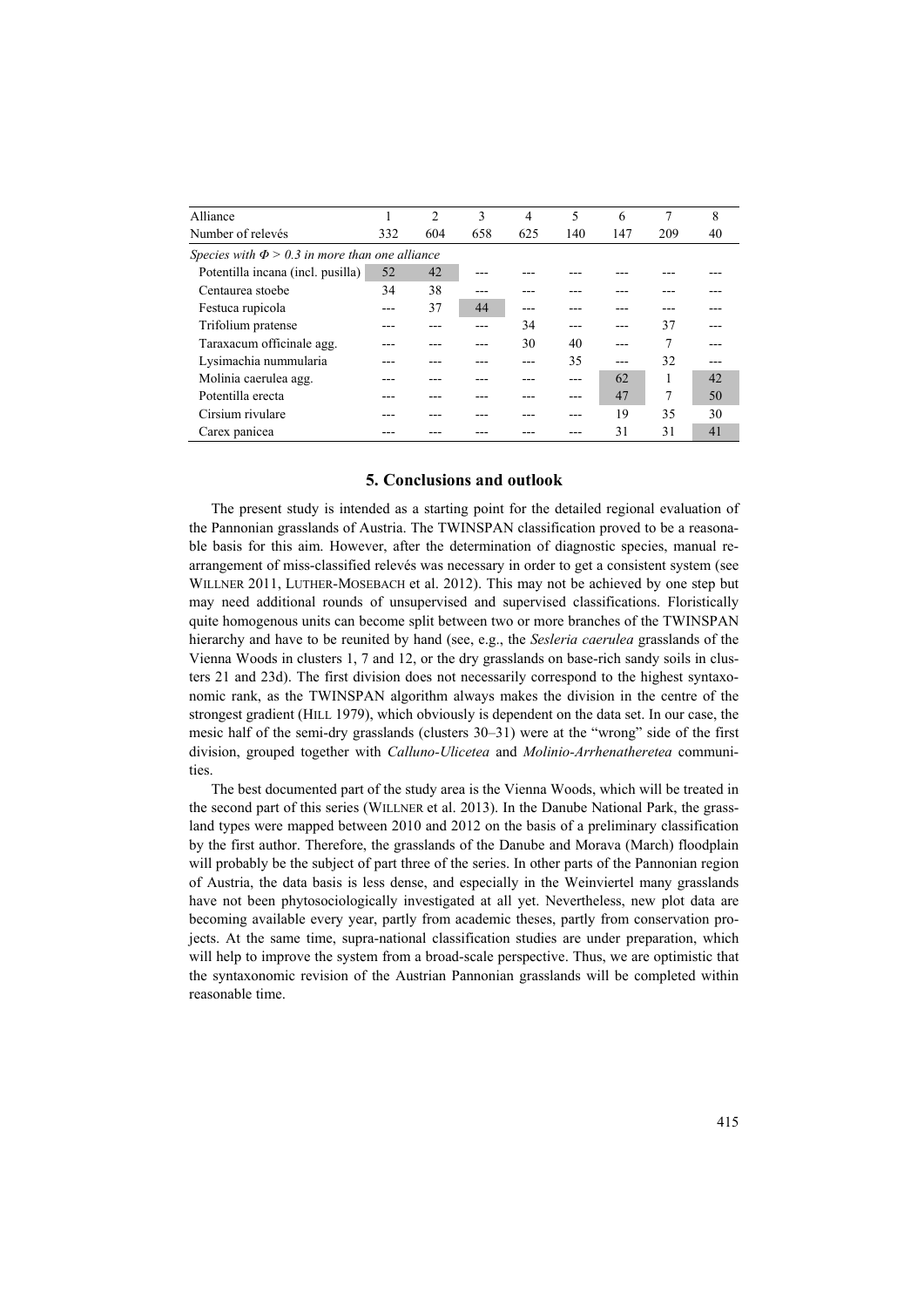| Alliance | 1 | 2 | 3 | 4 | 5 | 6 | 7 | 8 |
|---|---|---|---|---|---|---|---|---|
| Number of relevés | 332 | 604 | 658 | 625 | 140 | 147 | 209 | 40 |
| *Species with $\Phi > 0.3$ in more than one alliance* | | | | | | | | |
| Potentilla incana (incl. pusilla) | 52 | 42 | --- | --- | --- | --- | --- | --- |
| Centaurea stoebe | 34 | 38 | --- | --- | --- | --- | --- | --- |
| Festuca rupicola | --- | 37 | 44 | --- | --- | --- | --- | --- |
| Trifolium pratense | --- | --- | --- | 34 | --- | --- | 37 | --- |
| Taraxacum officinale agg. | --- | --- | --- | 30 | 40 | --- | 7 | --- |
| Lysimachia nummularia | --- | --- | --- | --- | 35 | --- | 32 | --- |
| Molinia caerulea agg. | --- | --- | --- | --- | --- | 62 | 1 | 42 |
| Potentilla erecta | --- | --- | --- | --- | --- | 47 | 7 | 50 |
| Cirsium rivulare | --- | --- | --- | --- | --- | 19 | 35 | 30 |
| Carex panicea | --- | --- | --- | --- | --- | 31 | 31 | 41 |

## 5. Conclusions and outlook

The present study is intended as a starting point for the detailed regional evaluation of the Pannonian grasslands of Austria. The TWINSPAN classification proved to be a reasonable basis for this aim. However, after the determination of diagnostic species, manual rearrangement of miss-classified relevés was necessary in order to get a consistent system (see WILLNER 2011, LUTHER-MOSEBACH et al. 2012). This may not be achieved by one step but may need additional rounds of unsupervised and supervised classifications. Floristically quite homogenous units can become split between two or more branches of the TWINSPAN hierarchy and have to be reunited by hand (see, e.g., the *Sesleria caerulea* grasslands of the Vienna Woods in clusters 1, 7 and 12, or the dry grasslands on base-rich sandy soils in clusters 21 and 23d). The first division does not necessarily correspond to the highest syntaxonomic rank, as the TWINSPAN algorithm always makes the division in the centre of the strongest gradient (HILL 1979), which obviously is dependent on the data set. In our case, the mesic half of the semi-dry grasslands (clusters 30–31) were at the "wrong" side of the first division, grouped together with *Calluno-Ulicetea* and *Molinio-Arrhenatheretea* communities.

The best documented part of the study area is the Vienna Woods, which will be treated in the second part of this series (WILLNER et al. 2013). In the Danube National Park, the grassland types were mapped between 2010 and 2012 on the basis of a preliminary classification by the first author. Therefore, the grasslands of the Danube and Morava (March) floodplain will probably be the subject of part three of the series. In other parts of the Pannonian region of Austria, the data basis is less dense, and especially in the Weinviertel many grasslands have not been phytosociologically investigated at all yet. Nevertheless, new plot data are becoming available every year, partly from academic theses, partly from conservation projects. At the same time, supra-national classification studies are under preparation, which will help to improve the system from a broad-scale perspective. Thus, we are optimistic that the syntaxonomic revision of the Austrian Pannonian grasslands will be completed within reasonable time.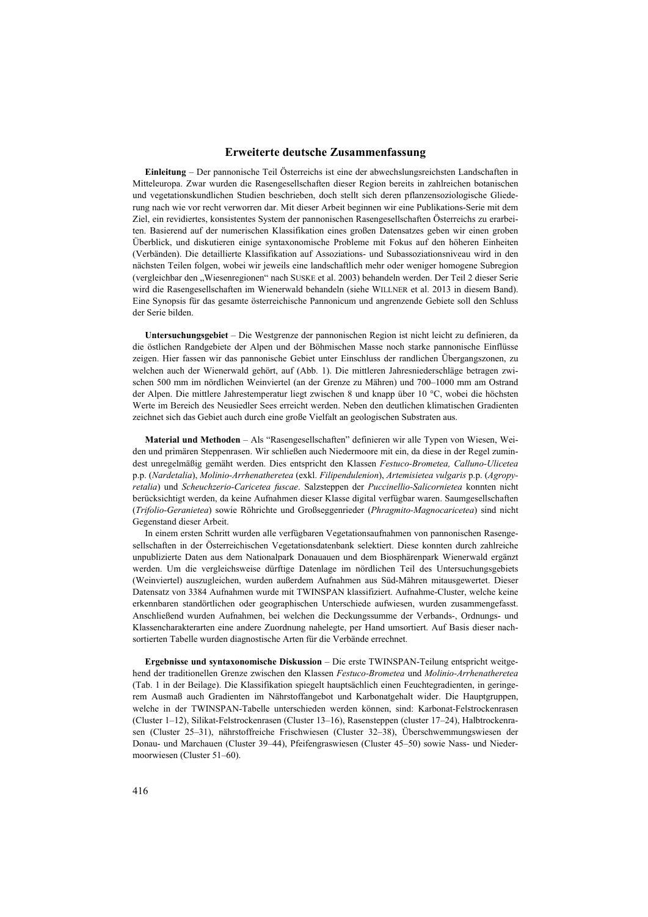## Erweiterte deutsche Zusammenfassung

**Einleitung** – Der pannonische Teil Österreichs ist eine der abwechslungsreichsten Landschaften in Mitteleuropa. Zwar wurden die Rasengesellschaften dieser Region bereits in zahlreichen botanischen und vegetationskundlichen Studien beschrieben, doch stellt sich deren pflanzensoziologische Gliederung nach wie vor recht verworren dar. Mit dieser Arbeit beginnen wir eine Publikations-Serie mit dem Ziel, ein revidiertes, konsistentes System der pannonischen Rasengesellschaften Österreichs zu erarbeiten. Basierend auf der numerischen Klassifikation eines großen Datensatzes geben wir einen groben Überblick, und diskutieren einige syntaxonomische Probleme mit Fokus auf den höheren Einheiten (Verbänden). Die detaillierte Klassifikation auf Assoziations- und Subassoziationsniveau wird in den nächsten Teilen folgen, wobei wir jeweils eine landschaftlich mehr oder weniger homogene Subregion (vergleichbar den „Wiesenregionen" nach SUSKE et al. 2003) behandeln werden. Der Teil 2 dieser Serie wird die Rasengesellschaften im Wienerwald behandeln (siehe WILLNER et al. 2013 in diesem Band). Eine Synopsis für das gesamte österreichische Pannonicum und angrenzende Gebiete soll den Schluss der Serie bilden.

**Untersuchungsgebiet** – Die Westgrenze der pannonischen Region ist nicht leicht zu definieren, da die östlichen Randgebiete der Alpen und der Böhmischen Masse noch starke pannonische Einflüsse zeigen. Hier fassen wir das pannonische Gebiet unter Einschluss der randlichen Übergangszonen, zu welchen auch der Wienerwald gehört, auf (Abb. 1). Die mittleren Jahresniederschläge betragen zwischen 500 mm im nördlichen Weinviertel (an der Grenze zu Mähren) und 700–1000 mm am Ostrand der Alpen. Die mittlere Jahrestemperatur liegt zwischen 8 und knapp über 10 °C, wobei die höchsten Werte im Bereich des Neusiedler Sees erreicht werden. Neben den deutlichen klimatischen Gradienten zeichnet sich das Gebiet auch durch eine große Vielfalt an geologischen Substraten aus.

**Material und Methoden** – Als "Rasengesellschaften" definieren wir alle Typen von Wiesen, Weiden und primären Steppenrasen. Wir schließen auch Niedermoore mit ein, da diese in der Regel zumindest unregelmäßig gemäht werden. Dies entspricht den Klassen *Festuco-Brometea, Calluno-Ulicetea* p.p. (*Nardetalia*), *Molinio-Arrhenatheretea* (exkl. *Filipendulenion*), *Artemisietea vulgaris* p.p. (*Agropyretalia*) und *Scheuchzerio-Caricetea fuscae*. Salzsteppen der *Puccinellio-Salicornietea* konnten nicht berücksichtigt werden, da keine Aufnahmen dieser Klasse digital verfügbar waren. Saumgesellschaften (*Trifolio-Geranietea*) sowie Röhrichte und Großseggenrieder (*Phragmito-Magnocaricetea*) sind nicht Gegenstand dieser Arbeit.

In einem ersten Schritt wurden alle verfügbaren Vegetationsaufnahmen von pannonischen Rasengesellschaften in der Österreichischen Vegetationsdatenbank selektiert. Diese konnten durch zahlreiche unpublizierte Daten aus dem Nationalpark Donauauen und dem Biosphärenpark Wienerwald ergänzt werden. Um die vergleichsweise dürftige Datenlage im nördlichen Teil des Untersuchungsgebiets (Weinviertel) auszugleichen, wurden außerdem Aufnahmen aus Süd-Mähren mitausgewertet. Dieser Datensatz von 3384 Aufnahmen wurde mit TWINSPAN klassifiziert. Aufnahme-Cluster, welche keine erkennbaren standörtlichen oder geographischen Unterschiede aufwiesen, wurden zusammengefasst. Anschließend wurden Aufnahmen, bei welchen die Deckungssumme der Verbands-, Ordnungs- und Klassencharakterarten eine andere Zuordnung nahelegte, per Hand umsortiert. Auf Basis dieser nachsortierten Tabelle wurden diagnostische Arten für die Verbände errechnet.

**Ergebnisse und syntaxonomische Diskussion** – Die erste TWINSPAN-Teilung entspricht weitgehend der traditionellen Grenze zwischen den Klassen *Festuco-Brometea* und *Molinio-Arrhenatheretea* (Tab. 1 in der Beilage). Die Klassifikation spiegelt hauptsächlich einen Feuchtegradienten, in geringerem Ausmaß auch Gradienten im Nährstoffangebot und Karbonatgehalt wider. Die Hauptgruppen, welche in der TWINSPAN-Tabelle unterschieden werden können, sind: Karbonat-Felstrockenrasen (Cluster 1–12), Silikat-Felstrockenrasen (Cluster 13–16), Rasensteppen (cluster 17–24), Halbtrockenrasen (Cluster 25–31), nährstoffreiche Frischwiesen (Cluster 32–38), Überschwemmungswiesen der Donau- und Marchauen (Cluster 39–44), Pfeifengraswiesen (Cluster 45–50) sowie Nass- und Niedermoorwiesen (Cluster 51–60).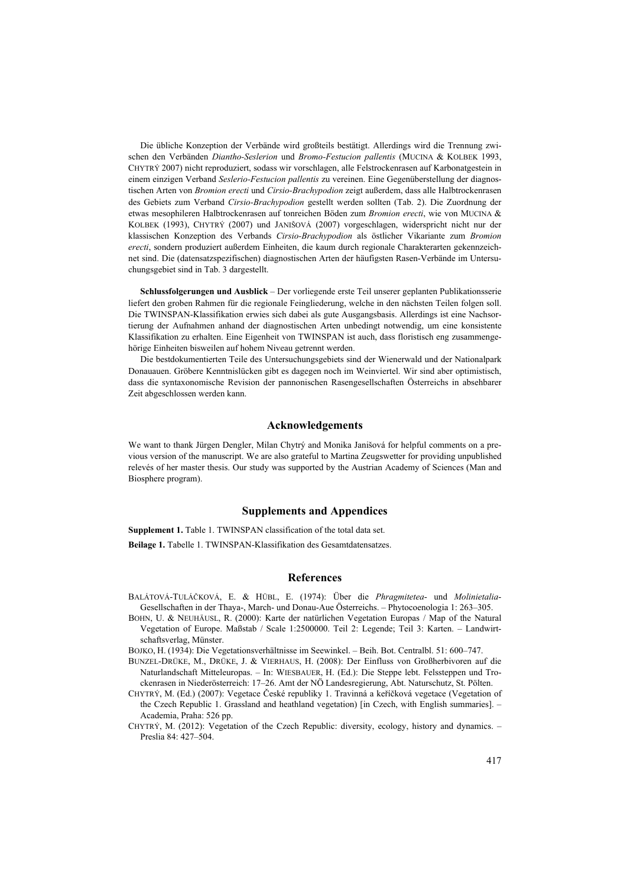Die übliche Konzeption der Verbände wird großteils bestätigt. Allerdings wird die Trennung zwischen den Verbänden *Diantho-Seslerion* und *Bromo-Festucion pallentis* (MUCINA & KOLBEK 1993, CHYTRÝ 2007) nicht reproduziert, sodass wir vorschlagen, alle Felstrockenrasen auf Karbonatgestein in einem einzigen Verband *Seslerio-Festucion pallentis* zu vereinen. Eine Gegenüberstellung der diagnostischen Arten von *Bromion erecti* und *Cirsio-Brachypodion* zeigt außerdem, dass alle Halbtrockenrasen des Gebiets zum Verband *Cirsio-Brachypodion* gestellt werden sollten (Tab. 2). Die Zuordnung der etwas mesophileren Halbtrockenrasen auf tonreichen Böden zum *Bromion erecti*, wie von MUCINA & KOLBEK (1993), CHYTRÝ (2007) und JANIŠOVÁ (2007) vorgeschlagen, widerspricht nicht nur der klassischen Konzeption des Verbands *Cirsio-Brachypodion* als östlicher Vikariante zum *Bromion erecti*, sondern produziert außerdem Einheiten, die kaum durch regionale Charakterarten gekennzeichnet sind. Die (datensatzspezifischen) diagnostischen Arten der häufigsten Rasen-Verbände im Untersuchungsgebiet sind in Tab. 3 dargestellt.

**Schlussfolgerungen und Ausblick** – Der vorliegende erste Teil unserer geplanten Publikationsserie liefert den groben Rahmen für die regionale Feingliederung, welche in den nächsten Teilen folgen soll. Die TWINSPAN-Klassifikation erwies sich dabei als gute Ausgangsbasis. Allerdings ist eine Nachsortierung der Aufnahmen anhand der diagnostischen Arten unbedingt notwendig, um eine konsistente Klassifikation zu erhalten. Eine Eigenheit von TWINSPAN ist auch, dass floristisch eng zusammengehörige Einheiten bisweilen auf hohem Niveau getrennt werden.

Die bestdokumentierten Teile des Untersuchungsgebiets sind der Wienerwald und der Nationalpark Donauauen. Gröbere Kenntnislücken gibt es dagegen noch im Weinviertel. Wir sind aber optimistisch, dass die syntaxonomische Revision der pannonischen Rasengesellschaften Österreichs in absehbarer Zeit abgeschlossen werden kann.

## Acknowledgements

We want to thank Jürgen Dengler, Milan Chytrý and Monika Janišová for helpful comments on a previous version of the manuscript. We are also grateful to Martina Zeugswetter for providing unpublished relevés of her master thesis. Our study was supported by the Austrian Academy of Sciences (Man and Biosphere program).

## Supplements and Appendices

**Supplement 1.** Table 1. TWINSPAN classification of the total data set.

**Beilage 1.** Tabelle 1. TWINSPAN-Klassifikation des Gesamtdatensatzes.

## References

BALÁTOVÁ-TULÁČKOVÁ, E. & HÜBL, E. (1974): Über die *Phragmitetea*- und *Molinietalia*-Gesellschaften in der Thaya-, March- und Donau-Aue Österreichs. – Phytocoenologia 1: 263–305.

BOHN, U. & NEUHÄUSL, R. (2000): Karte der natürlichen Vegetation Europas / Map of the Natural Vegetation of Europe. Maßstab / Scale 1:2500000. Teil 2: Legende; Teil 3: Karten. – Landwirtschaftsverlag, Münster.

BOJKO, H. (1934): Die Vegetationsverhältnisse im Seewinkel. – Beih. Bot. Centralbl. 51: 600–747.

BUNZEL-DRÜKE, M., DRÜKE, J. & VIERHAUS, H. (2008): Der Einfluss von Großherbivoren auf die Naturlandschaft Mitteleuropas. – In: WIESBAUER, H. (Ed.): Die Steppe lebt. Felssteppen und Trockenrasen in Niederösterreich: 17–26. Amt der NÖ Landesregierung, Abt. Naturschutz, St. Pölten.

CHYTRÝ, M. (Ed.) (2007): Vegetace České republiky 1. Travinná a keříčková vegetace (Vegetation of the Czech Republic 1. Grassland and heathland vegetation) [in Czech, with English summaries]. – Academia, Praha: 526 pp.

CHYTRÝ, M. (2012): Vegetation of the Czech Republic: diversity, ecology, history and dynamics. – Preslia 84: 427–504.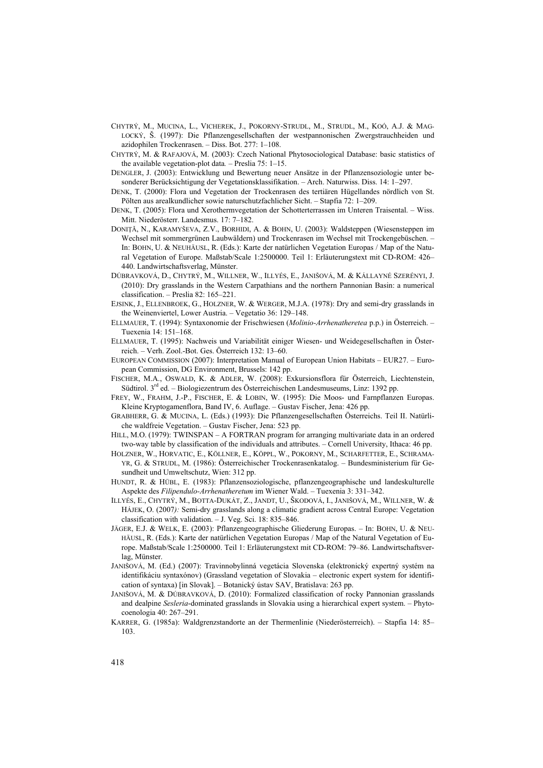CHYTRÝ, M., MUCINA, L., VICHEREK, J., POKORNY-STRUDL, M., STRUDL, M., KOÓ, A.J. & MAGLOCKÝ, Š. (1997): Die Pflanzengesellschaften der westpannonischen Zwergstrauchheiden und azidophilen Trockenrasen. – Diss. Bot. 277: 1–108.

CHYTRÝ, M. & RAFAJOVÁ, M. (2003): Czech National Phytosociological Database: basic statistics of the available vegetation-plot data. – Preslia 75: 1–15.

DENGLER, J. (2003): Entwicklung und Bewertung neuer Ansätze in der Pflanzensoziologie unter besonderer Berücksichtigung der Vegetationsklassifikation. – Arch. Naturwiss. Diss. 14: 1–297.

DENK, T. (2000): Flora und Vegetation der Trockenrasen des tertiären Hügellandes nördlich von St. Pölten aus arealkundlicher sowie naturschutzfachlicher Sicht. – Stapfia 72: 1–209.

DENK, T. (2005): Flora und Xerothermvegetation der Schotterterrassen im Unteren Traisental. – Wiss. Mitt. Niederösterr. Landesmus. 17: 7–182.

DONIȚĂ, N., KARAMYŠEVA, Z.V., BORHIDI, A. & BOHN, U. (2003): Waldsteppen (Wiesensteppen im Wechsel mit sommergrünen Laubwäldern) und Trockenrasen im Wechsel mit Trockengebüschen. – In: BOHN, U. & NEUHÄUSL, R. (Eds.): Karte der natürlichen Vegetation Europas / Map of the Natural Vegetation of Europe. Maßstab/Scale 1:2500000. Teil 1: Erläuterungstext mit CD-ROM: 426–440. Landwirtschaftsverlag, Münster.

DÚBRAVKOVÁ, D., CHYTRÝ, M., WILLNER, W., ILLYÉS, E., JANIŠOVÁ, M. & KÁLLAYNÉ SZERÉNYI, J. (2010): Dry grasslands in the Western Carpathians and the northern Pannonian Basin: a numerical classification. – Preslia 82: 165–221.

EJSINK, J., ELLENBROEK, G., HOLZNER, W. & WERGER, M.J.A. (1978): Dry and semi-dry grasslands in the Weinenviertel, Lower Austria. – Vegetatio 36: 129–148.

ELLMAUER, T. (1994): Syntaxonomie der Frischwiesen (*Molinio-Arrhenatheretea* p.p.) in Österreich. – Tuexenia 14: 151–168.

ELLMAUER, T. (1995): Nachweis und Variabilität einiger Wiesen- und Weidegesellschaften in Österreich. – Verh. Zool.-Bot. Ges. Österreich 132: 13–60.

EUROPEAN COMMISSION (2007): Interpretation Manual of European Union Habitats – EUR27. – European Commission, DG Environment, Brussels: 142 pp.

FISCHER, M.A., OSWALD, K. & ADLER, W. (2008): Exkursionsflora für Österreich, Liechtenstein, Südtirol. 3rd ed. – Biologiezentrum des Österreichischen Landesmuseums, Linz: 1392 pp.

FREY, W., FRAHM, J.-P., FISCHER, E. & LOBIN, W. (1995): Die Moos- und Farnpflanzen Europas. Kleine Kryptogamenflora, Band IV, 6. Auflage. – Gustav Fischer, Jena: 426 pp.

GRABHERR, G. & MUCINA, L. (Eds.) (1993): Die Pflanzengesellschaften Österreichs. Teil II. Natürliche waldfreie Vegetation. – Gustav Fischer, Jena: 523 pp.

HILL, M.O. (1979): TWINSPAN – A FORTRAN program for arranging multivariate data in an ordered two-way table by classification of the individuals and attributes. – Cornell University, Ithaca: 46 pp.

HOLZNER, W., HORVATIC, E., KÖLLNER, E., KÖPPL, W., POKORNY, M., SCHARFETTER, E., SCHRAMAYR, G. & STRUDL, M. (1986): Österreichischer Trockenrasenkatalog. – Bundesministerium für Gesundheit und Umweltschutz, Wien: 312 pp.

HUNDT, R. & HÜBL, E. (1983): Pflanzensoziologische, pflanzengeographische und landeskulturelle Aspekte des *Filipendulo-Arrhenatheretum* im Wiener Wald. – Tuexenia 3: 331–342.

ILLYÉS, E., CHYTRÝ, M., BOTTA-DUKÁT, Z., JANDT, U., ŠKODOVÁ, I., JANIŠOVÁ, M., WILLNER, W. & HÁJEK, O. (2007): Semi-dry grasslands along a climatic gradient across Central Europe: Vegetation classification with validation. – J. Veg. Sci. 18: 835–846.

JÄGER, E.J. & WELK, E. (2003): Pflanzengeographische Gliederung Europas. – In: BOHN, U. & NEUHÄUSL, R. (Eds.): Karte der natürlichen Vegetation Europas / Map of the Natural Vegetation of Europe. Maßstab/Scale 1:2500000. Teil 1: Erläuterungstext mit CD-ROM: 79–86. Landwirtschaftsverlag, Münster.

JANIŠOVÁ, M. (Ed.) (2007): Travinnobylinná vegetácia Slovenska (elektronický expertný systém na identifikáciu syntaxónov) (Grassland vegetation of Slovakia – electronic expert system for identification of syntaxa) [in Slovak]. – Botanický ústav SAV, Bratislava: 263 pp.

JANIŠOVÁ, M. & DÚBRAVKOVÁ, D. (2010): Formalized classification of rocky Pannonian grasslands and dealpine *Sesleria*-dominated grasslands in Slovakia using a hierarchical expert system. – Phytocoenologia 40: 267–291.

KARRER, G. (1985a): Waldgrenzstandorte an der Thermenlinie (Niederösterreich). – Stapfia 14: 85–103.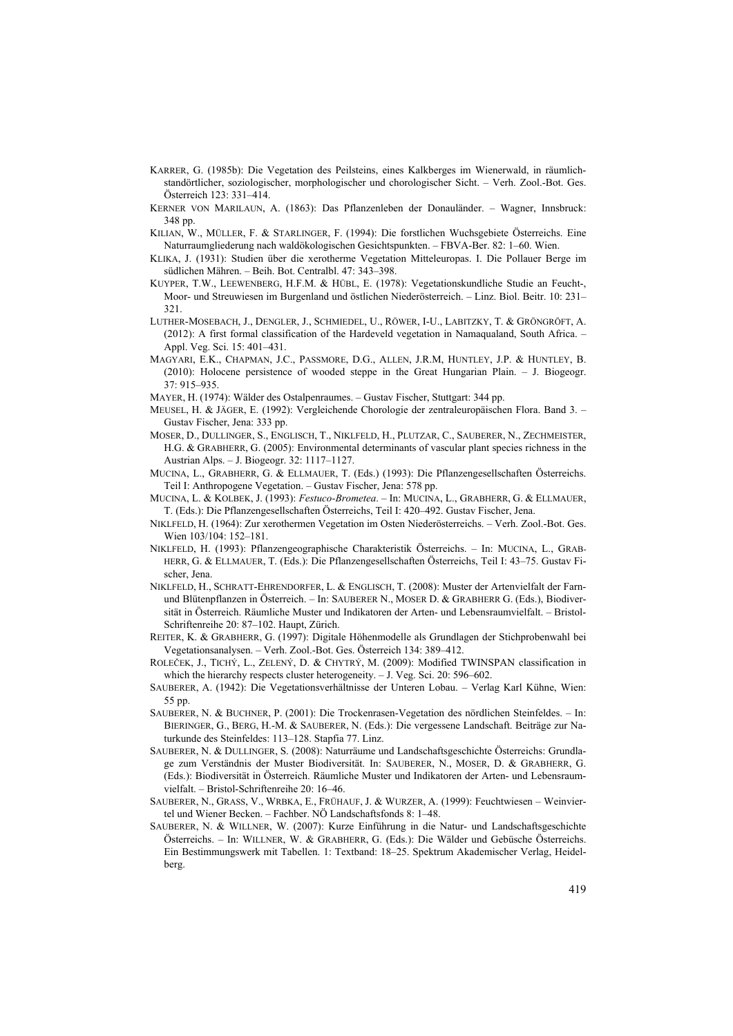KARRER, G. (1985b): Die Vegetation des Peilsteins, eines Kalkberges im Wienerwald, in räumlich-standörtlicher, soziologischer, morphologischer und chorologischer Sicht. – Verh. Zool.-Bot. Ges. Österreich 123: 331–414.

KERNER VON MARILAUN, A. (1863): Das Pflanzenleben der Donauländer. – Wagner, Innsbruck: 348 pp.

KILIAN, W., MÜLLER, F. & STARLINGER, F. (1994): Die forstlichen Wuchsgebiete Österreichs. Eine Naturraumgliederung nach waldökologischen Gesichtspunkten. – FBVA-Ber. 82: 1–60. Wien.

KLIKA, J. (1931): Studien über die xerotherme Vegetation Mitteleuropas. I. Die Pollauer Berge im südlichen Mähren. – Beih. Bot. Centralbl. 47: 343–398.

KUYPER, T.W., LEEWENBERG, H.F.M. & HÜBL, E. (1978): Vegetationskundliche Studie an Feucht-, Moor- und Streuwiesen im Burgenland und östlichen Niederösterreich. – Linz. Biol. Beitr. 10: 231–321.

LUTHER-MOSEBACH, J., DENGLER, J., SCHMIEDEL, U., RÖWER, I-U., LABITZKY, T. & GRÖNGRÖFT, A. (2012): A first formal classification of the Hardeveld vegetation in Namaqualand, South Africa. – Appl. Veg. Sci. 15: 401–431.

MAGYARI, E.K., CHAPMAN, J.C., PASSMORE, D.G., ALLEN, J.R.M, HUNTLEY, J.P. & HUNTLEY, B. (2010): Holocene persistence of wooded steppe in the Great Hungarian Plain. – J. Biogeogr. 37: 915–935.

MAYER, H. (1974): Wälder des Ostalpenraumes. – Gustav Fischer, Stuttgart: 344 pp.

MEUSEL, H. & JÄGER, E. (1992): Vergleichende Chorologie der zentraleuropäischen Flora. Band 3. – Gustav Fischer, Jena: 333 pp.

MOSER, D., DULLINGER, S., ENGLISCH, T., NIKLFELD, H., PLUTZAR, C., SAUBERER, N., ZECHMEISTER, H.G. & GRABHERR, G. (2005): Environmental determinants of vascular plant species richness in the Austrian Alps. – J. Biogeogr. 32: 1117–1127.

MUCINA, L., GRABHERR, G. & ELLMAUER, T. (Eds.) (1993): Die Pflanzengesellschaften Österreichs. Teil I: Anthropogene Vegetation. – Gustav Fischer, Jena: 578 pp.

MUCINA, L. & KOLBEK, J. (1993): *Festuco-Brometea*. – In: MUCINA, L., GRABHERR, G. & ELLMAUER, T. (Eds.): Die Pflanzengesellschaften Österreichs, Teil I: 420–492. Gustav Fischer, Jena.

NIKLFELD, H. (1964): Zur xerothermen Vegetation im Osten Niederösterreichs. – Verh. Zool.-Bot. Ges. Wien 103/104: 152–181.

NIKLFELD, H. (1993): Pflanzengeographische Charakteristik Österreichs. – In: MUCINA, L., GRABHERR, G. & ELLMAUER, T. (Eds.): Die Pflanzengesellschaften Österreichs, Teil I: 43–75. Gustav Fischer, Jena.

NIKLFELD, H., SCHRATT-EHRENDORFER, L. & ENGLISCH, T. (2008): Muster der Artenvielfalt der Farn- und Blütenpflanzen in Österreich. – In: SAUBERER N., MOSER D. & GRABHERR G. (Eds.), Biodiversität in Österreich. Räumliche Muster und Indikatoren der Arten- und Lebensraumvielfalt. – Bristol-Schriftenreihe 20: 87–102. Haupt, Zürich.

REITER, K. & GRABHERR, G. (1997): Digitale Höhenmodelle als Grundlagen der Stichprobenwahl bei Vegetationsanalysen. – Verh. Zool.-Bot. Ges. Österreich 134: 389–412.

ROLEČEK, J., TICHÝ, L., ZELENÝ, D. & CHYTRÝ, M. (2009): Modified TWINSPAN classification in which the hierarchy respects cluster heterogeneity. – J. Veg. Sci. 20: 596–602.

SAUBERER, A. (1942): Die Vegetationsverhältnisse der Unteren Lobau. – Verlag Karl Kühne, Wien: 55 pp.

SAUBERER, N. & BUCHNER, P. (2001): Die Trockenrasen-Vegetation des nördlichen Steinfeldes. – In: BIERINGER, G., BERG, H.-M. & SAUBERER, N. (Eds.): Die vergessene Landschaft. Beiträge zur Naturkunde des Steinfeldes: 113–128. Stapfia 77. Linz.

SAUBERER, N. & DULLINGER, S. (2008): Naturräume und Landschaftsgeschichte Österreichs: Grundlage zum Verständnis der Muster Biodiversität. In: SAUBERER, N., MOSER, D. & GRABHERR, G. (Eds.): Biodiversität in Österreich. Räumliche Muster und Indikatoren der Arten- und Lebensraumvielfalt. – Bristol-Schriftenreihe 20: 16–46.

SAUBERER, N., GRASS, V., WRBKA, E., FRÜHAUF, J. & WURZER, A. (1999): Feuchtwiesen – Weinviertel und Wiener Becken. – Fachber. NÖ Landschaftsfonds 8: 1–48.

SAUBERER, N. & WILLNER, W. (2007): Kurze Einführung in die Natur- und Landschaftsgeschichte Österreichs. – In: WILLNER, W. & GRABHERR, G. (Eds.): Die Wälder und Gebüsche Österreichs. Ein Bestimmungswerk mit Tabellen. 1: Textband: 18–25. Spektrum Akademischer Verlag, Heidelberg.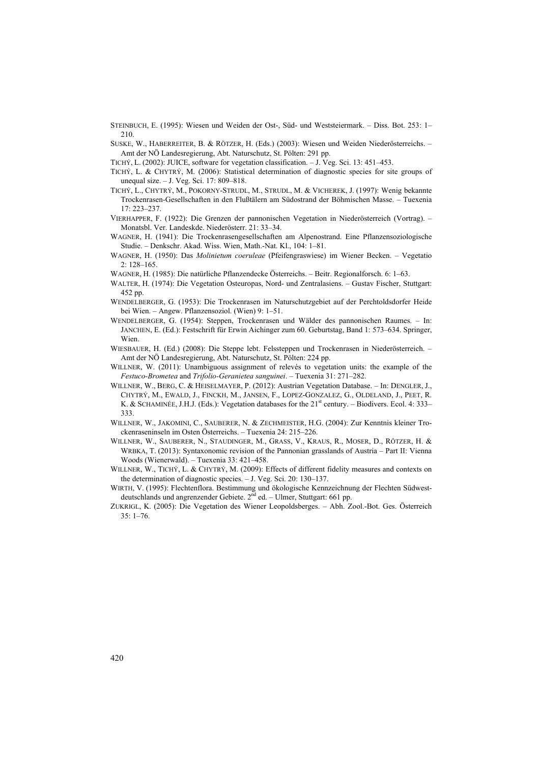STEINBUCH, E. (1995): Wiesen und Weiden der Ost-, Süd- und Weststeiermark. – Diss. Bot. 253: 1–210.

SUSKE, W., HABERREITER, B. & RÖTZER, H. (Eds.) (2003): Wiesen und Weiden Niederösterreichs. – Amt der NÖ Landesregierung, Abt. Naturschutz, St. Pölten: 291 pp.

TICHÝ, L. (2002): JUICE, software for vegetation classification. – J. Veg. Sci. 13: 451–453.

TICHÝ, L. & CHYTRÝ, M. (2006): Statistical determination of diagnostic species for site groups of unequal size. – J. Veg. Sci. 17: 809–818.

TICHÝ, L., CHYTRÝ, M., POKORNY-STRUDL, M., STRUDL, M. & VICHEREK, J. (1997): Wenig bekannte Trockenrasen-Gesellschaften in den Flußtälern am Südostrand der Böhmischen Masse. – Tuexenia 17: 223–237.

VIERHAPPER, F. (1922): Die Grenzen der pannonischen Vegetation in Niederösterreich (Vortrag). – Monatsbl. Ver. Landeskde. Niederösterr. 21: 33–34.

WAGNER, H. (1941): Die Trockenrasengesellschaften am Alpenostrand. Eine Pflanzensoziologische Studie. – Denkschr. Akad. Wiss. Wien, Math.-Nat. Kl., 104: 1–81.

WAGNER, H. (1950): Das *Molinietum coeruleae* (Pfeifengraswiese) im Wiener Becken. – Vegetatio 2: 128–165.

WAGNER, H. (1985): Die natürliche Pflanzendecke Österreichs. – Beitr. Regionalforsch. 6: 1–63.

WALTER, H. (1974): Die Vegetation Osteuropas, Nord- und Zentralasiens. – Gustav Fischer, Stuttgart: 452 pp.

WENDELBERGER, G. (1953): Die Trockenrasen im Naturschutzgebiet auf der Perchtoldsdorfer Heide bei Wien. – Angew. Pflanzensoziol. (Wien) 9: 1–51.

WENDELBERGER, G. (1954): Steppen, Trockenrasen und Wälder des pannonischen Raumes. – In: JANCHEN, E. (Ed.): Festschrift für Erwin Aichinger zum 60. Geburtstag, Band 1: 573–634. Springer, Wien.

WIESBAUER, H. (Ed.) (2008): Die Steppe lebt. Felssteppen und Trockenrasen in Niederösterreich. – Amt der NÖ Landesregierung, Abt. Naturschutz, St. Pölten: 224 pp.

WILLNER, W. (2011): Unambiguous assignment of relevés to vegetation units: the example of the *Festuco-Brometea* and *Trifolio-Geranietea sanguinei*. – Tuexenia 31: 271–282.

WILLNER, W., BERG, C. & HEISELMAYER, P. (2012): Austrian Vegetation Database. – In: DENGLER, J., CHYTRÝ, M., EWALD, J., FINCKH, M., JANSEN, F., LOPEZ-GONZALEZ, G., OLDELAND, J., PEET, R. K. & SCHAMINÉE, J.H.J. (Eds.): Vegetation databases for the 21st century. – Biodivers. Ecol. 4: 333–333.

WILLNER, W., JAKOMINI, C., SAUBERER, N. & ZECHMEISTER, H.G. (2004): Zur Kenntnis kleiner Trockenraseninseln im Osten Österreichs. – Tuexenia 24: 215–226.

WILLNER, W., SAUBERER, N., STAUDINGER, M., GRASS, V., KRAUS, R., MOSER, D., RÖTZER, H. & WRBKA, T. (2013): Syntaxonomic revision of the Pannonian grasslands of Austria – Part II: Vienna Woods (Wienerwald). – Tuexenia 33: 421–458.

WILLNER, W., TICHÝ, L. & CHYTRÝ, M. (2009): Effects of different fidelity measures and contexts on the determination of diagnostic species. – J. Veg. Sci. 20: 130–137.

WIRTH, V. (1995): Flechtenflora. Bestimmung und ökologische Kennzeichnung der Flechten Südwestdeutschlands und angrenzender Gebiete. 2nd ed. – Ulmer, Stuttgart: 661 pp.

ZUKRIGL, K. (2005): Die Vegetation des Wiener Leopoldsberges. – Abh. Zool.-Bot. Ges. Österreich 35: 1–76.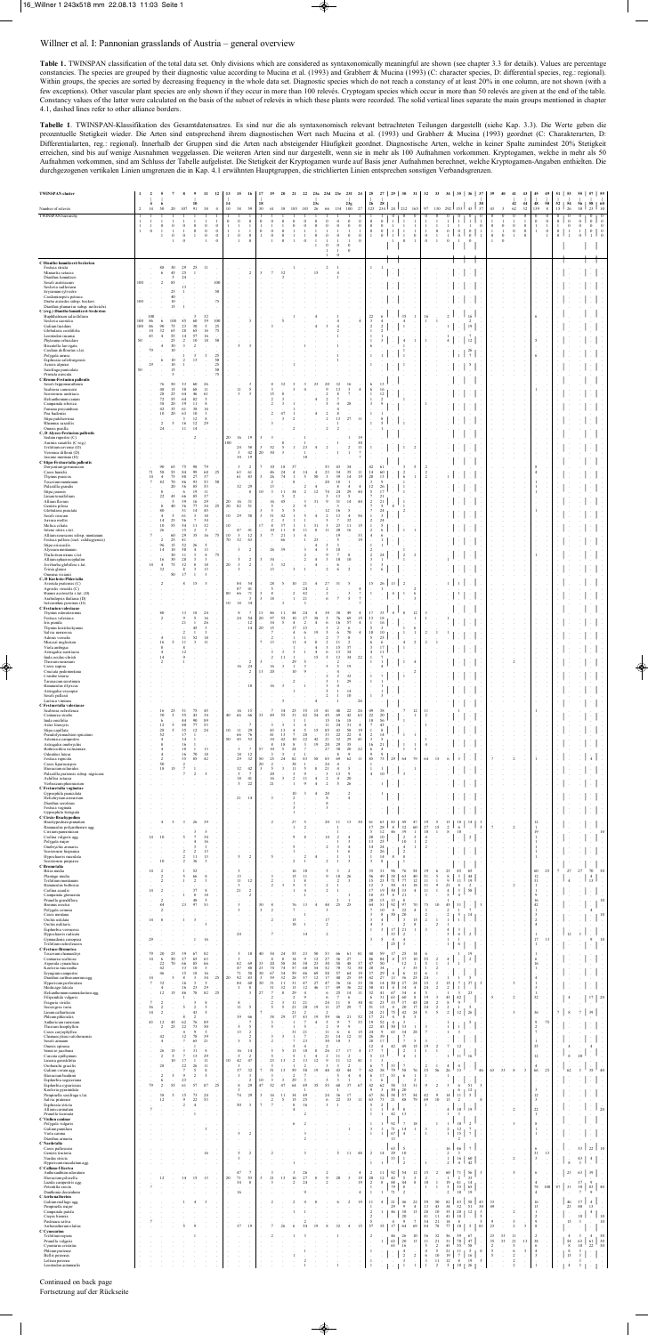**Table 1.** TWINSPAN classification of the total data set. Only divisions which are considered as syntaxonomically meaningful are shown (see chapter 3.3 for details). Values are percentage constancies. The species are grouped by their diagnostic value according to Mucina et al. (1993) and Grabherr & Mucina (1993) (C: character species, D: differential species, reg.: regional). Within groups, the species are sorted by decreasing frequency in the whole data set. Diagnostic species which do not reach a constancy of at least 20% in one column, are not shown (with a few exceptions). Other vascular plant species are only shown if they occur in more than 100 relevés. Cryptogam species which occur in more than 50 relevés are given at the end of the table. Constancy values of the latter were calculated on the basis of the subset of relevés in which these plants were recorded. The solid vertical lines separate the main groups mentioned in chapter 4.1, dashed lines refer to other alliance borders.

**Tabelle 1**. TWINSPAN-Klassifikation des Gesamtdatensatzes. Es sind nur die als syntaxonomisch relevant betrachteten Teilungen dargestellt (siehe Kap. 3.3). Die Werte geben die prozentuelle Stetigkeit wieder. Die Arten sind entsprechend ihrem diagnostischen Wert nach Mucina et al. (1993) und Grabherr & Mucina (1993) geordnet (C: Charakterarten, D: Differentialarten, reg.: regional). Innerhalb der Gruppen sind die Arten nach absteigender Häufigkeit geordnet. Diagnostische Arten, welche in keiner Spalte zumindest 20% Stetigkeit erreichen, sind bis auf wenige Ausnahmen weggelassen. Die weiteren Arten sind nur dargestellt, wenn sie in mehr als 100 Aufnahmen vorkommen. Kryptogamen, welche in mehr als 50 Aufnahmen vorkommen, sind am Schluss der Tabelle aufgelistet. Die Stetigkeit der Kryptogamen wurde auf Basis jener Aufnahmen berechnet, welche Kryptogamen-Angaben enthielten. Die durchgezogenen vertikalen Linien umgrenzen die in Kap. 4.1 erwähnten Hauptgruppen, die strichlierten Linien entsprechen sonstigen Verbandsgrenzen.

Continued on back page

Fortsetzung auf der Rückseite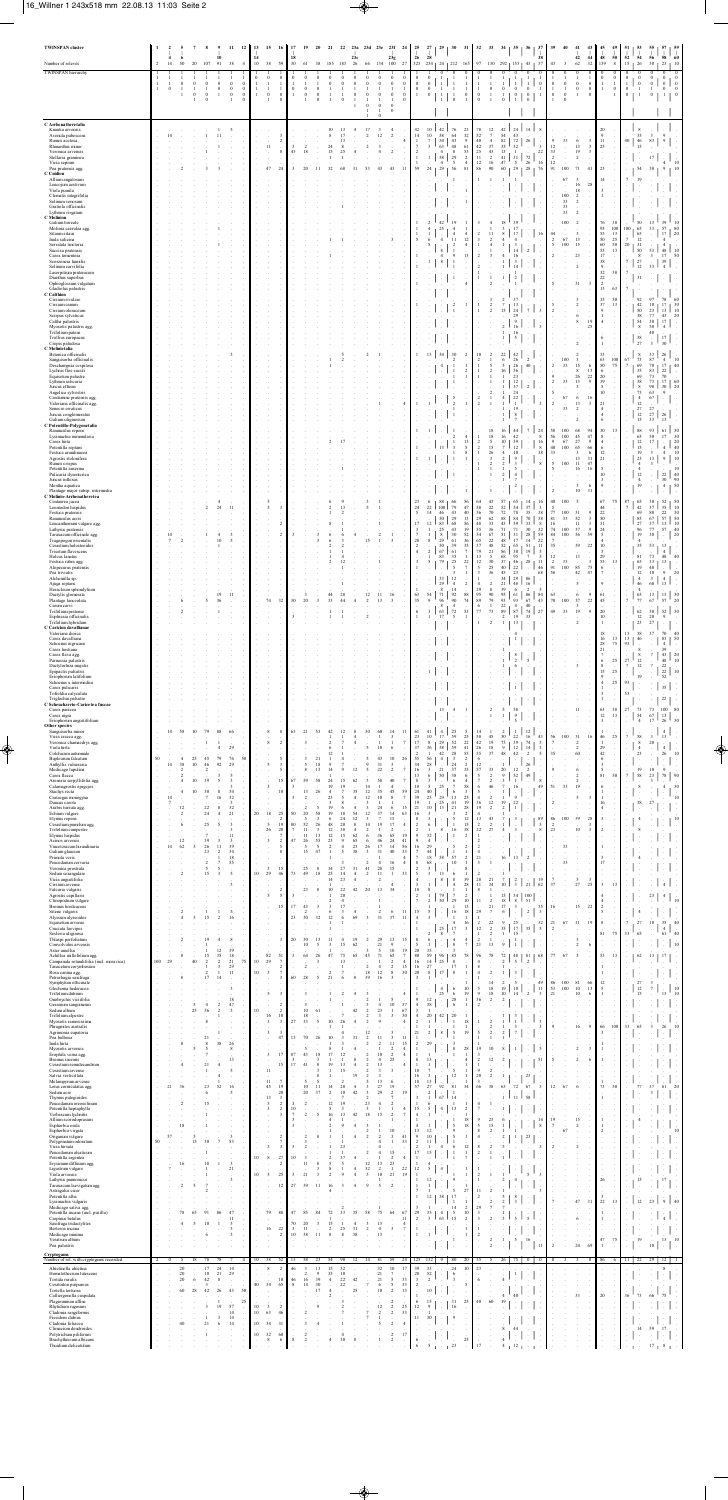TWINSPAN cluster

Number of relevés

TWINSPAN hierarchy

C Arrhenatheretalia

C Calthion

C Molinion

C Calthion

C Molinietalia

C Potentillo-Polygonetalia

C Molinio-Arrhenatheretea

C Caricion davallianae

C Scheuchzerio-Caricetea fuscae

Other species

Cryptogams

Number of moss and lichen species recorded